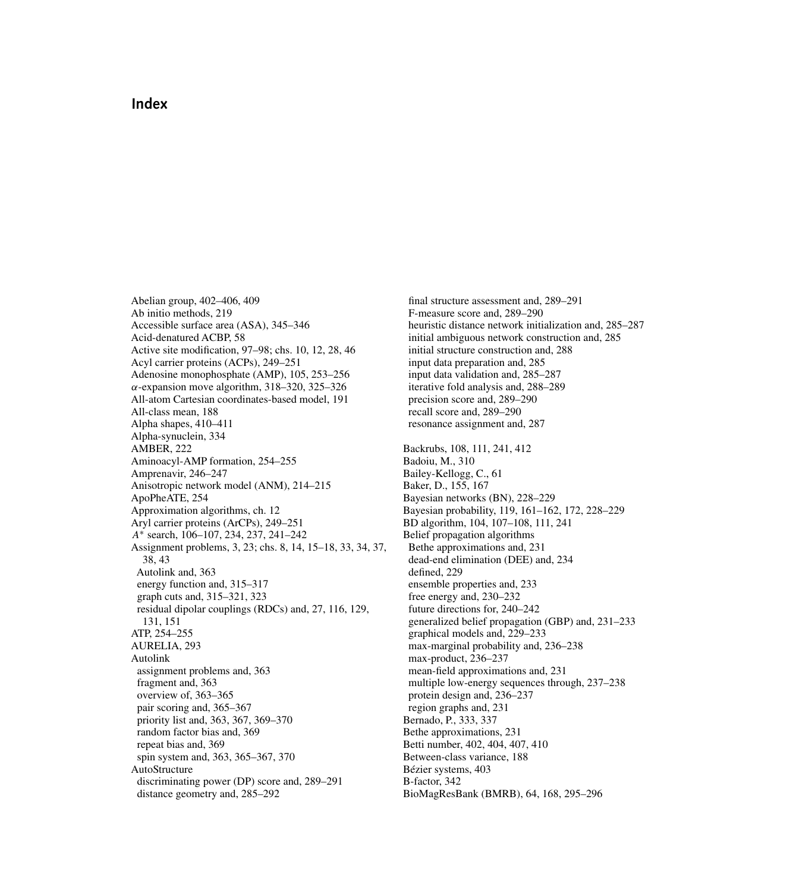# Index

Abelian group, 402–406, 409
Ab initio methods, 219
Accessible surface area (ASA), 345–346
Acid-denatured ACBP, 58
Active site modification, 97–98; chs. 10, 12, 28, 46
Acyl carrier proteins (ACPs), 249–251
Adenosine monophosphate (AMP), 105, 253–256
$\alpha$-expansion move algorithm, 318–320, 325–326
All-atom Cartesian coordinates-based model, 191
All-class mean, 188
Alpha shapes, 410–411
Alpha-synuclein, 334
AMBER, 222
Aminoacyl-AMP formation, 254–255
Amprenavir, 246–247
Anisotropic network model (ANM), 214–215
ApoPheATE, 254
Approximation algorithms, ch. 12
Aryl carrier proteins (ArCPs), 249–251
$A^*$ search, 106–107, 234, 237, 241–242
Assignment problems, 3, 23; chs. 8, 14, 15–18, 33, 34, 37, 38, 43
  Autolink and, 363
  energy function and, 315–317
  graph cuts and, 315–321, 323
  residual dipolar couplings (RDCs) and, 27, 116, 129, 131, 151
ATP, 254–255
AURELIA, 293
Autolink
  assignment problems and, 363
  fragment and, 363
  overview of, 363–365
  pair scoring and, 365–367
  priority list and, 363, 367, 369–370
  random factor bias and, 369
  repeat bias and, 369
  spin system and, 363, 365–367, 370
AutoStructure
  discriminating power (DP) score and, 289–291
  distance geometry and, 285–292
  final structure assessment and, 289–291
  F-measure score and, 289–290
  heuristic distance network initialization and, 285–287
  initial ambiguous network construction and, 285
  initial structure construction and, 288
  input data preparation and, 285
  input data validation and, 285–287
  iterative fold analysis and, 288–289
  precision score and, 289–290
  recall score and, 289–290
  resonance assignment and, 287

Backrubs, 108, 111, 241, 412
Badoiu, M., 310
Bailey-Kellogg, C., 61
Baker, D., 155, 167
Bayesian networks (BN), 228–229
Bayesian probability, 119, 161–162, 172, 228–229
BD algorithm, 104, 107–108, 111, 241
Belief propagation algorithms
  Bethe approximations and, 231
  dead-end elimination (DEE) and, 234
  defined, 229
  ensemble properties and, 233
  free energy and, 230–232
  future directions for, 240–242
  generalized belief propagation (GBP) and, 231–233
  graphical models and, 229–233
  max-marginal probability and, 236–238
  max-product, 236–237
  mean-field approximations and, 231
  multiple low-energy sequences through, 237–238
  protein design and, 236–237
  region graphs and, 231
Bernado, P., 333, 337
Bethe approximations, 231
Betti number, 402, 404, 407, 410
Between-class variance, 188
Bézier systems, 403
B-factor, 342
BioMagResBank (BMRB), 64, 168, 295–296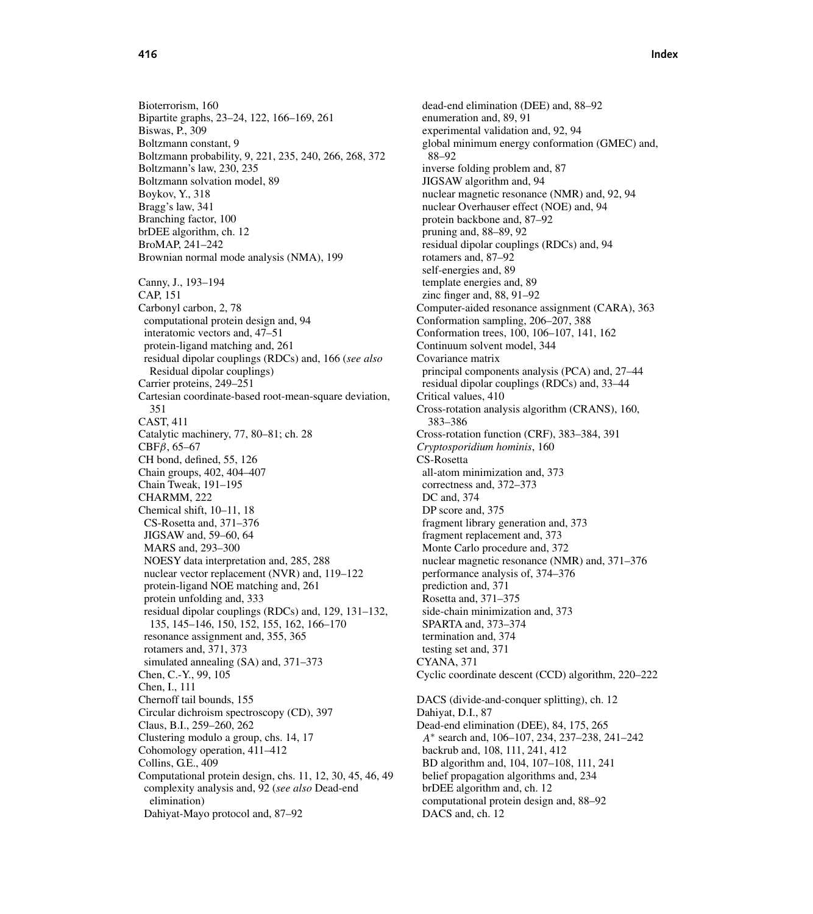Bioterrorism, 160
Bipartite graphs, 23–24, 122, 166–169, 261
Biswas, P., 309
Boltzmann constant, 9
Boltzmann probability, 9, 221, 235, 240, 266, 268, 372
Boltzmann's law, 230, 235
Boltzmann solvation model, 89
Boykov, Y., 318
Bragg's law, 341
Branching factor, 100
brDEE algorithm, ch. 12
BroMAP, 241–242
Brownian normal mode analysis (NMA), 199

Canny, J., 193–194
CAP, 151
Carbonyl carbon, 2, 78
  computational protein design and, 94
  interatomic vectors and, 47–51
  protein-ligand matching and, 261
  residual dipolar couplings (RDCs) and, 166 (*see also* Residual dipolar couplings)
Carrier proteins, 249–251
Cartesian coordinate-based root-mean-square deviation, 351
CAST, 411
Catalytic machinery, 77, 80–81; ch. 28
CBF$\beta$, 65–67
CH bond, defined, 55, 126
Chain groups, 402, 404–407
Chain Tweak, 191–195
CHARMM, 222
Chemical shift, 10–11, 18
  CS-Rosetta and, 371–376
  JIGSAW and, 59–60, 64
  MARS and, 293–300
  NOESY data interpretation and, 285, 288
  nuclear vector replacement (NVR) and, 119–122
  protein-ligand NOE matching and, 261
  protein unfolding and, 333
  residual dipolar couplings (RDCs) and, 129, 131–132, 135, 145–146, 150, 152, 155, 162, 166–170
  resonance assignment and, 355, 365
  rotamers and, 371, 373
  simulated annealing (SA) and, 371–373
Chen, C.-Y., 99, 105
Chen, I., 111
Chernoff tail bounds, 155
Circular dichroism spectroscopy (CD), 397
Claus, B.I., 259–260, 262
Clustering modulo a group, chs. 14, 17
Cohomology operation, 411–412
Collins, G.E., 409
Computational protein design, chs. 11, 12, 30, 45, 46, 49
  complexity analysis and, 92 (*see also* Dead-end elimination)
  Dahiyat-Mayo protocol and, 87–92
  dead-end elimination (DEE) and, 88–92
  enumeration and, 89, 91
  experimental validation and, 92, 94
  global minimum energy conformation (GMEC) and, 88–92
  inverse folding problem and, 87
  JIGSAW algorithm and, 94
  nuclear magnetic resonance (NMR) and, 92, 94
  nuclear Overhauser effect (NOE) and, 94
  protein backbone and, 87–92
  pruning and, 88–89, 92
  residual dipolar couplings (RDCs) and, 94
  rotamers and, 87–92
  self-energies and, 89
  template energies and, 89
  zinc finger and, 88, 91–92
Computer-aided resonance assignment (CARA), 363
Conformation sampling, 206–207, 388
Conformation trees, 100, 106–107, 141, 162
Continuum solvent model, 344
Covariance matrix
  principal components analysis (PCA) and, 27–44
  residual dipolar couplings (RDCs) and, 33–44
Critical values, 410
Cross-rotation analysis algorithm (CRANS), 160, 383–386
Cross-rotation function (CRF), 383–384, 391
*Cryptosporidium hominis*, 160
CS-Rosetta
  all-atom minimization and, 373
  correctness and, 372–373
  DC and, 374
  DP score and, 375
  fragment library generation and, 373
  fragment replacement and, 373
  Monte Carlo procedure and, 372
  nuclear magnetic resonance (NMR) and, 371–376
  performance analysis of, 374–376
  prediction and, 371
  Rosetta and, 371–375
  side-chain minimization and, 373
  SPARTA and, 373–374
  termination and, 374
  testing set and, 371
CYANA, 371
Cyclic coordinate descent (CCD) algorithm, 220–222

DACS (divide-and-conquer splitting), ch. 12
Dahiyat, D.I., 87
Dead-end elimination (DEE), 84, 175, 265
  $A^*$ search and, 106–107, 234, 237–238, 241–242
  backrub and, 108, 111, 241, 412
  BD algorithm and, 104, 107–108, 111, 241
  belief propagation algorithms and, 234
  brDEE algorithm and, ch. 12
  computational protein design and, 88–92
  DACS and, ch. 12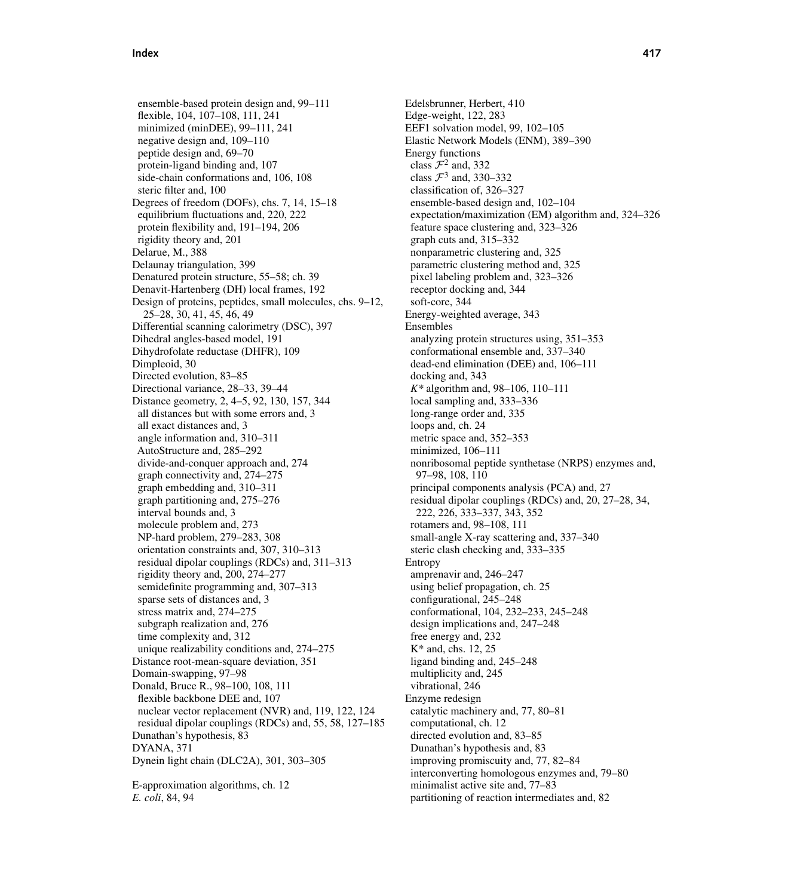ensemble-based protein design and, 99–111
  flexible, 104, 107–108, 111, 241
  minimized (minDEE), 99–111, 241
  negative design and, 109–110
  peptide design and, 69–70
  protein-ligand binding and, 107
  side-chain conformations and, 106, 108
  steric filter and, 100
Degrees of freedom (DOFs), chs. 7, 14, 15–18
  equilibrium fluctuations and, 220, 222
  protein flexibility and, 191–194, 206
  rigidity theory and, 201
Delarue, M., 388
Delaunay triangulation, 399
Denatured protein structure, 55–58; ch. 39
Denavit-Hartenberg (DH) local frames, 192
Design of proteins, peptides, small molecules, chs. 9–12, 25–28, 30, 41, 45, 46, 49
Differential scanning calorimetry (DSC), 397
Dihedral angles-based model, 191
Dihydrofolate reductase (DHFR), 109
Dimpleoid, 30
Directed evolution, 83–85
Directional variance, 28–33, 39–44
Distance geometry, 2, 4–5, 92, 130, 157, 344
  all distances but with some errors and, 3
  all exact distances and, 3
  angle information and, 310–311
  AutoStructure and, 285–292
  divide-and-conquer approach and, 274
  graph connectivity and, 274–275
  graph embedding and, 310–311
  graph partitioning and, 275–276
  interval bounds and, 3
  molecule problem and, 273
  NP-hard problem, 279–283, 308
  orientation constraints and, 307, 310–313
  residual dipolar couplings (RDCs) and, 311–313
  rigidity theory and, 200, 274–277
  semidefinite programming and, 307–313
  sparse sets of distances and, 3
  stress matrix and, 274–275
  subgraph realization and, 276
  time complexity and, 312
  unique realizability conditions and, 274–275
Distance root-mean-square deviation, 351
Domain-swapping, 97–98
Donald, Bruce R., 98–100, 108, 111
  flexible backbone DEE and, 107
  nuclear vector replacement (NVR) and, 119, 122, 124
  residual dipolar couplings (RDCs) and, 55, 58, 127–185
Dunathan's hypothesis, 83
DYANA, 371
Dynein light chain (DLC2A), 301, 303–305

E-approximation algorithms, ch. 12
*E. coli*, 84, 94
Edelsbrunner, Herbert, 410
Edge-weight, 122, 283
EEF1 solvation model, 99, 102–105
Elastic Network Models (ENM), 389–390
Energy functions
  class $\mathcal{F}^2$ and, 332
  class $\mathcal{F}^3$ and, 330–332
  classification of, 326–327
  ensemble-based design and, 102–104
  expectation/maximization (EM) algorithm and, 324–326
  feature space clustering and, 323–326
  graph cuts and, 315–332
  nonparametric clustering and, 325
  parametric clustering method and, 325
  pixel labeling problem and, 323–326
  receptor docking and, 344
  soft-core, 344
Energy-weighted average, 343
Ensembles
  analyzing protein structures using, 351–353
  conformational ensemble and, 337–340
  dead-end elimination (DEE) and, 106–111
  docking and, 343
  *K\** algorithm and, 98–106, 110–111
  local sampling and, 333–336
  long-range order and, 335
  loops and, ch. 24
  metric space and, 352–353
  minimized, 106–111
  nonribosomal peptide synthetase (NRPS) enzymes and, 97–98, 108, 110
  principal components analysis (PCA) and, 27
  residual dipolar couplings (RDCs) and, 20, 27–28, 34, 222, 226, 333–337, 343, 352
  rotamers and, 98–108, 111
  small-angle X-ray scattering and, 337–340
  steric clash checking and, 333–335
Entropy
  amprenavir and, 246–247
  using belief propagation, ch. 25
  configurational, 245–248
  conformational, 104, 232–233, 245–248
  design implications and, 247–248
  free energy and, 232
  K\* and, chs. 12, 25
  ligand binding and, 245–248
  multiplicity and, 245
  vibrational, 246
Enzyme redesign
  catalytic machinery and, 77, 80–81
  computational, ch. 12
  directed evolution and, 83–85
  Dunathan's hypothesis and, 83
  improving promiscuity and, 77, 82–84
  interconverting homologous enzymes and, 79–80
  minimalist active site and, 77–83
  partitioning of reaction intermediates and, 82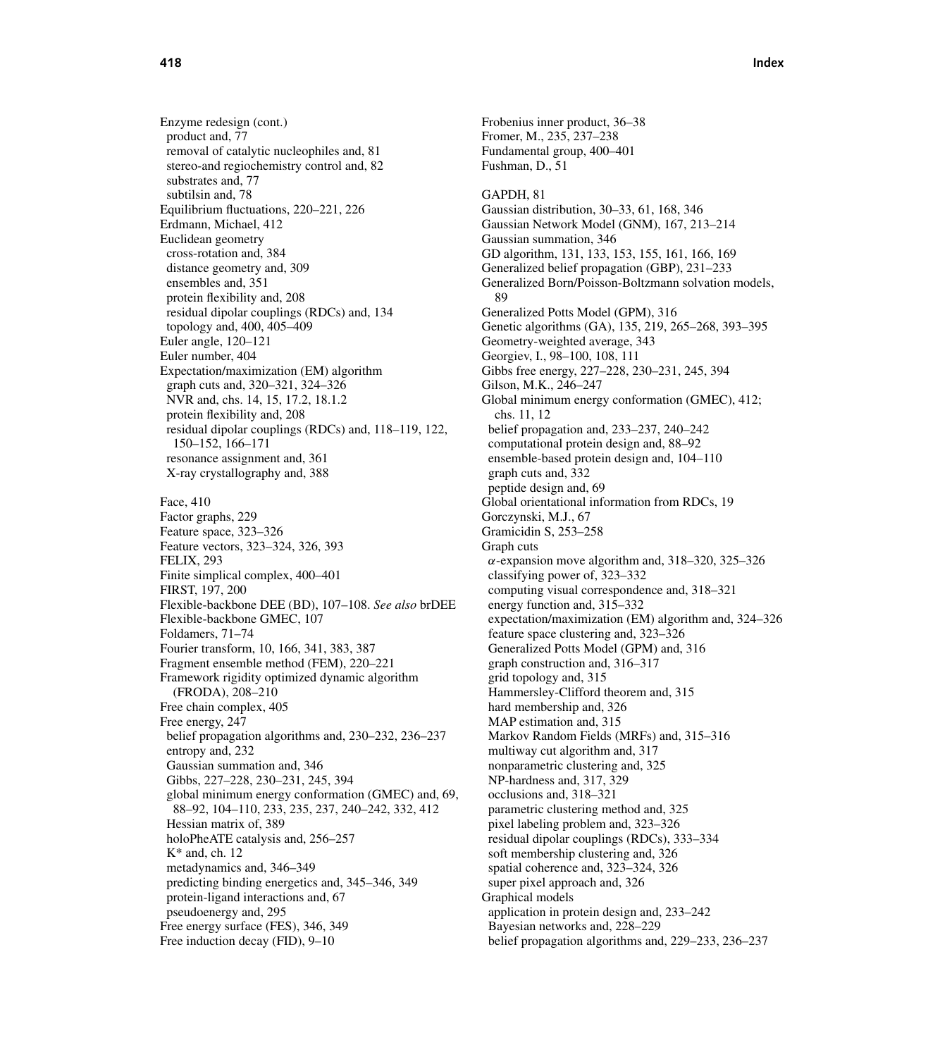Enzyme redesign (cont.)
  product and, 77
  removal of catalytic nucleophiles and, 81
  stereo-and regiochemistry control and, 82
  substrates and, 77
  subtilsin and, 78
Equilibrium fluctuations, 220–221, 226
Erdmann, Michael, 412
Euclidean geometry
  cross-rotation and, 384
  distance geometry and, 309
  ensembles and, 351
  protein flexibility and, 208
  residual dipolar couplings (RDCs) and, 134
  topology and, 400, 405–409
Euler angle, 120–121
Euler number, 404
Expectation/maximization (EM) algorithm
  graph cuts and, 320–321, 324–326
  NVR and, chs. 14, 15, 17.2, 18.1.2
  protein flexibility and, 208
  residual dipolar couplings (RDCs) and, 118–119, 122, 150–152, 166–171
  resonance assignment and, 361
  X-ray crystallography and, 388

Face, 410
Factor graphs, 229
Feature space, 323–326
Feature vectors, 323–324, 326, 393
FELIX, 293
Finite simplical complex, 400–401
FIRST, 197, 200
Flexible-backbone DEE (BD), 107–108. *See also* brDEE
Flexible-backbone GMEC, 107
Foldamers, 71–74
Fourier transform, 10, 166, 341, 383, 387
Fragment ensemble method (FEM), 220–221
Framework rigidity optimized dynamic algorithm (FRODA), 208–210
Free chain complex, 405
Free energy, 247
  belief propagation algorithms and, 230–232, 236–237
  entropy and, 232
  Gaussian summation and, 346
  Gibbs, 227–228, 230–231, 245, 394
  global minimum energy conformation (GMEC) and, 69, 88–92, 104–110, 233, 235, 237, 240–242, 332, 412
  Hessian matrix of, 389
  holoPheATE catalysis and, 256–257
  K* and, ch. 12
  metadynamics and, 346–349
  predicting binding energetics and, 345–346, 349
  protein-ligand interactions and, 67
  pseudoenergy and, 295
Free energy surface (FES), 346, 349
Free induction decay (FID), 9–10

Frobenius inner product, 36–38
Fromer, M., 235, 237–238
Fundamental group, 400–401
Fushman, D., 51

GAPDH, 81
Gaussian distribution, 30–33, 61, 168, 346
Gaussian Network Model (GNM), 167, 213–214
Gaussian summation, 346
GD algorithm, 131, 133, 153, 155, 161, 166, 169
Generalized belief propagation (GBP), 231–233
Generalized Born/Poisson-Boltzmann solvation models, 89
Generalized Potts Model (GPM), 316
Genetic algorithms (GA), 135, 219, 265–268, 393–395
Geometry-weighted average, 343
Georgiev, I., 98–100, 108, 111
Gibbs free energy, 227–228, 230–231, 245, 394
Gilson, M.K., 246–247
Global minimum energy conformation (GMEC), 412; chs. 11, 12
  belief propagation and, 233–237, 240–242
  computational protein design and, 88–92
  ensemble-based protein design and, 104–110
  graph cuts and, 332
  peptide design and, 69
Global orientational information from RDCs, 19
Gorczynski, M.J., 67
Gramicidin S, 253–258
Graph cuts
  $\alpha$-expansion move algorithm and, 318–320, 325–326
  classifying power of, 323–332
  computing visual correspondence and, 318–321
  energy function and, 315–332
  expectation/maximization (EM) algorithm and, 324–326
  feature space clustering and, 323–326
  Generalized Potts Model (GPM) and, 316
  graph construction and, 316–317
  grid topology and, 315
  Hammersley-Clifford theorem and, 315
  hard membership and, 326
  MAP estimation and, 315
  Markov Random Fields (MRFs) and, 315–316
  multiway cut algorithm and, 317
  nonparametric clustering and, 325
  NP-hardness and, 317, 329
  occlusions and, 318–321
  parametric clustering method and, 325
  pixel labeling problem and, 323–326
  residual dipolar couplings (RDCs), 333–334
  soft membership clustering and, 326
  spatial coherence and, 323–324, 326
  super pixel approach and, 326
Graphical models
  application in protein design and, 233–242
  Bayesian networks and, 228–229
  belief propagation algorithms and, 229–233, 236–237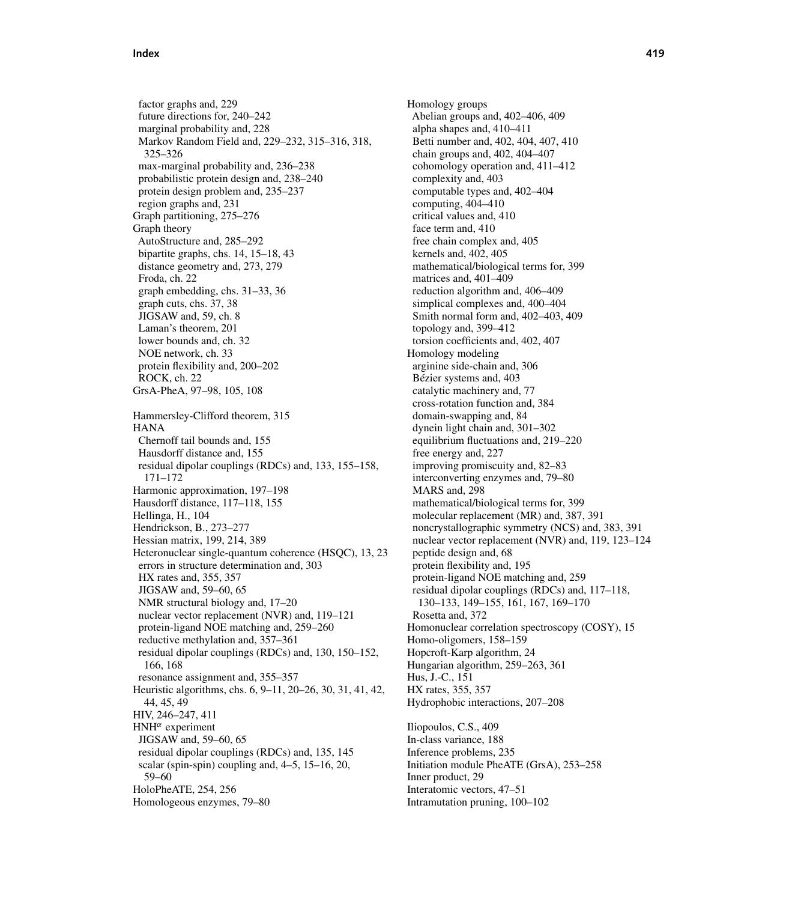factor graphs and, 229
future directions for, 240–242
marginal probability and, 228
Markov Random Field and, 229–232, 315–316, 318, 325–326
max-marginal probability and, 236–238
probabilistic protein design and, 238–240
protein design problem and, 235–237
region graphs and, 231

Graph partitioning, 275–276

Graph theory
AutoStructure and, 285–292
bipartite graphs, chs. 14, 15–18, 43
distance geometry and, 273, 279
Froda, ch. 22
graph embedding, chs. 31–33, 36
graph cuts, chs. 37, 38
JIGSAW and, 59, ch. 8
Laman's theorem, 201
lower bounds and, ch. 32
NOE network, ch. 33
protein flexibility and, 200–202
ROCK, ch. 22

GrsA-PheA, 97–98, 105, 108

Hammersley-Clifford theorem, 315

HANA
Chernoff tail bounds and, 155
Hausdorff distance and, 155
residual dipolar couplings (RDCs) and, 133, 155–158, 171–172

Harmonic approximation, 197–198

Hausdorff distance, 117–118, 155

Hellinga, H., 104

Hendrickson, B., 273–277

Hessian matrix, 199, 214, 389

Heteronuclear single-quantum coherence (HSQC), 13, 23
errors in structure determination and, 303
HX rates and, 355, 357
JIGSAW and, 59–60, 65
NMR structural biology and, 17–20
nuclear vector replacement (NVR) and, 119–121
protein-ligand NOE matching and, 259–260
reductive methylation and, 357–361
residual dipolar couplings (RDCs) and, 130, 150–152, 166, 168
resonance assignment and, 355–357

Heuristic algorithms, chs. 6, 9–11, 20–26, 30, 31, 41, 42, 44, 45, 49

HIV, 246–247, 411

HNH$^{\alpha}$ experiment
JIGSAW and, 59–60, 65
residual dipolar couplings (RDCs) and, 135, 145
scalar (spin-spin) coupling and, 4–5, 15–16, 20, 59–60

HoloPheATE, 254, 256

Homologeous enzymes, 79–80

Homology groups
Abelian groups and, 402–406, 409
alpha shapes and, 410–411
Betti number and, 402, 404, 407, 410
chain groups and, 402, 404–407
cohomology operation and, 411–412
complexity and, 403
computable types and, 402–404
computing, 404–410
critical values and, 410
face term and, 410
free chain complex and, 405
kernels and, 402, 405
mathematical/biological terms for, 399
matrices and, 401–409
reduction algorithm and, 406–409
simplical complexes and, 400–404
Smith normal form and, 402–403, 409
topology and, 399–412
torsion coefficients and, 402, 407

Homology modeling
arginine side-chain and, 306
Bézier systems and, 403
catalytic machinery and, 77
cross-rotation function and, 384
domain-swapping and, 84
dynein light chain and, 301–302
equilibrium fluctuations and, 219–220
free energy and, 227
improving promiscuity and, 82–83
interconverting enzymes and, 79–80
MARS and, 298
mathematical/biological terms for, 399
molecular replacement (MR) and, 387, 391
noncrystallographic symmetry (NCS) and, 383, 391
nuclear vector replacement (NVR) and, 119, 123–124
peptide design and, 68
protein flexibility and, 195
protein-ligand NOE matching and, 259
residual dipolar couplings (RDCs) and, 117–118, 130–133, 149–155, 161, 167, 169–170
Rosetta and, 372

Homonuclear correlation spectroscopy (COSY), 15

Homo-oligomers, 158–159

Hopcroft-Karp algorithm, 24

Hungarian algorithm, 259–263, 361

Hus, J.-C., 151

HX rates, 355, 357

Hydrophobic interactions, 207–208

Iliopoulos, C.S., 409

In-class variance, 188

Inference problems, 235

Initiation module PheATE (GrsA), 253–258

Inner product, 29

Interatomic vectors, 47–51

Intramutation pruning, 100–102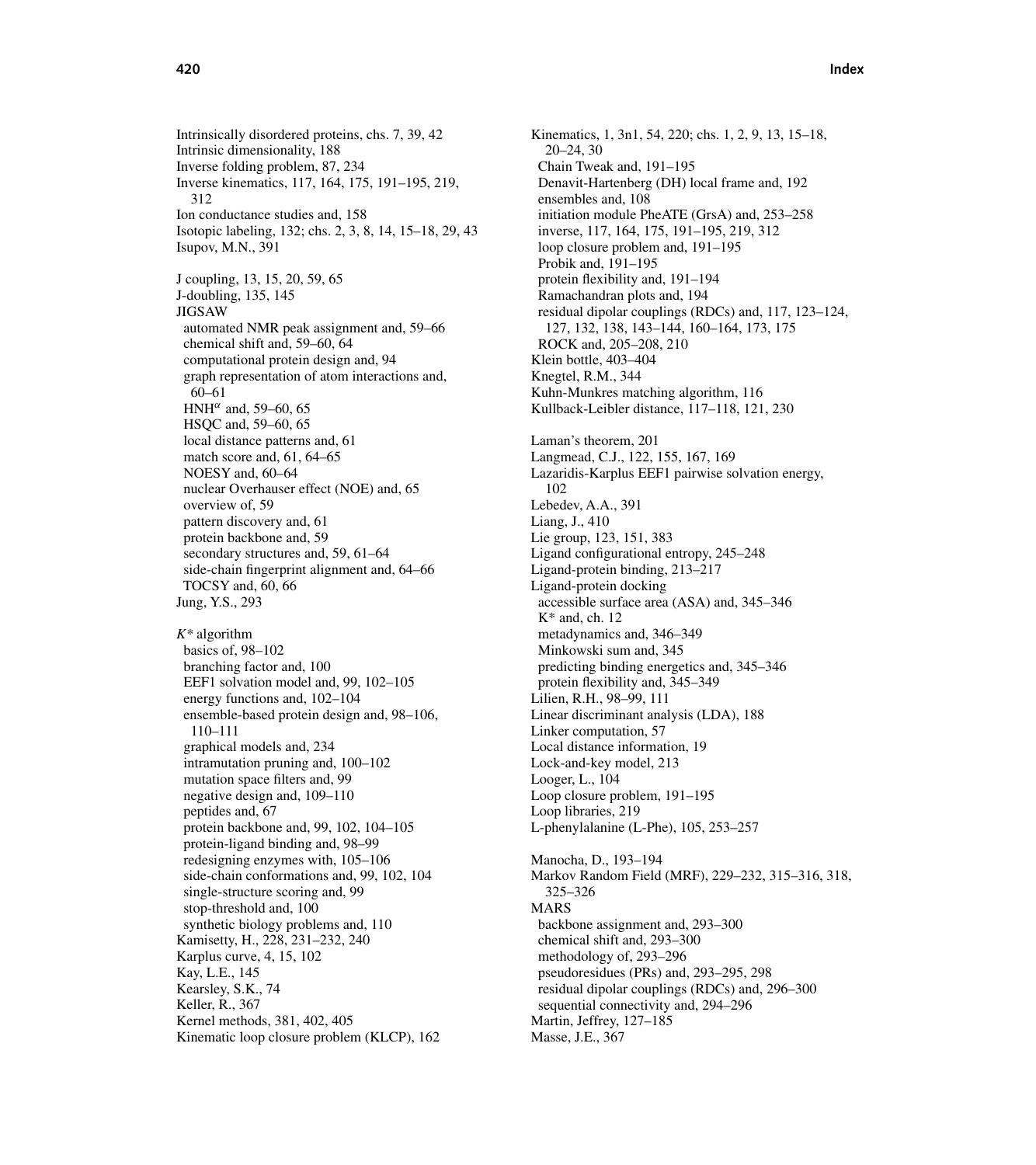Intrinsically disordered proteins, chs. 7, 39, 42
Intrinsic dimensionality, 188
Inverse folding problem, 87, 234
Inverse kinematics, 117, 164, 175, 191–195, 219, 312
Ion conductance studies and, 158
Isotopic labeling, 132; chs. 2, 3, 8, 14, 15–18, 29, 43
Isupov, M.N., 391

J coupling, 13, 15, 20, 59, 65
J-doubling, 135, 145
JIGSAW
- automated NMR peak assignment and, 59–66
- chemical shift and, 59–60, 64
- computational protein design and, 94
- graph representation of atom interactions and, 60–61
- HNH$^{\alpha}$ and, 59–60, 65
- HSQC and, 59–60, 65
- local distance patterns and, 61
- match score and, 61, 64–65
- NOESY and, 60–64
- nuclear Overhauser effect (NOE) and, 65
- overview of, 59
- pattern discovery and, 61
- protein backbone and, 59
- secondary structures and, 59, 61–64
- side-chain fingerprint alignment and, 64–66
- TOCSY and, 60, 66

Jung, Y.S., 293

*K*\* algorithm
- basics of, 98–102
- branching factor and, 100
- EEF1 solvation model and, 99, 102–105
- energy functions and, 102–104
- ensemble-based protein design and, 98–106, 110–111
- graphical models and, 234
- intramutation pruning and, 100–102
- mutation space filters and, 99
- negative design and, 109–110
- peptides and, 67
- protein backbone and, 99, 102, 104–105
- protein-ligand binding and, 98–99
- redesigning enzymes with, 105–106
- side-chain conformations and, 99, 102, 104
- single-structure scoring and, 99
- stop-threshold and, 100
- synthetic biology problems and, 110

Kamisetty, H., 228, 231–232, 240
Karplus curve, 4, 15, 102
Kay, L.E., 145
Kearsley, S.K., 74
Keller, R., 367
Kernel methods, 381, 402, 405
Kinematic loop closure problem (KLCP), 162
Kinematics, 1, 3n1, 54, 220; chs. 1, 2, 9, 13, 15–18, 20–24, 30
- Chain Tweak and, 191–195
- Denavit-Hartenberg (DH) local frame and, 192
- ensembles and, 108
- initiation module PheATE (GrsA) and, 253–258
- inverse, 117, 164, 175, 191–195, 219, 312
- loop closure problem and, 191–195
- Probik and, 191–195
- protein flexibility and, 191–194
- Ramachandran plots and, 194
- residual dipolar couplings (RDCs) and, 117, 123–124, 127, 132, 138, 143–144, 160–164, 173, 175
- ROCK and, 205–208, 210

Klein bottle, 403–404
Knegtel, R.M., 344
Kuhn-Munkres matching algorithm, 116
Kullback-Leibler distance, 117–118, 121, 230

Laman's theorem, 201
Langmead, C.J., 122, 155, 167, 169
Lazaridis-Karplus EEF1 pairwise solvation energy, 102
Lebedev, A.A., 391
Liang, J., 410
Lie group, 123, 151, 383
Ligand configurational entropy, 245–248
Ligand-protein binding, 213–217
Ligand-protein docking
- accessible surface area (ASA) and, 345–346
- K\* and, ch. 12
- metadynamics and, 346–349
- Minkowski sum and, 345
- predicting binding energetics and, 345–346
- protein flexibility and, 345–349

Lilien, R.H., 98–99, 111
Linear discriminant analysis (LDA), 188
Linker computation, 57
Local distance information, 19
Lock-and-key model, 213
Looger, L., 104
Loop closure problem, 191–195
Loop libraries, 219
L-phenylalanine (L-Phe), 105, 253–257

Manocha, D., 193–194
Markov Random Field (MRF), 229–232, 315–316, 318, 325–326
MARS
- backbone assignment and, 293–300
- chemical shift and, 293–300
- methodology of, 293–296
- pseudoresidues (PRs) and, 293–295, 298
- residual dipolar couplings (RDCs) and, 296–300
- sequential connectivity and, 294–296

Martin, Jeffrey, 127–185
Masse, J.E., 367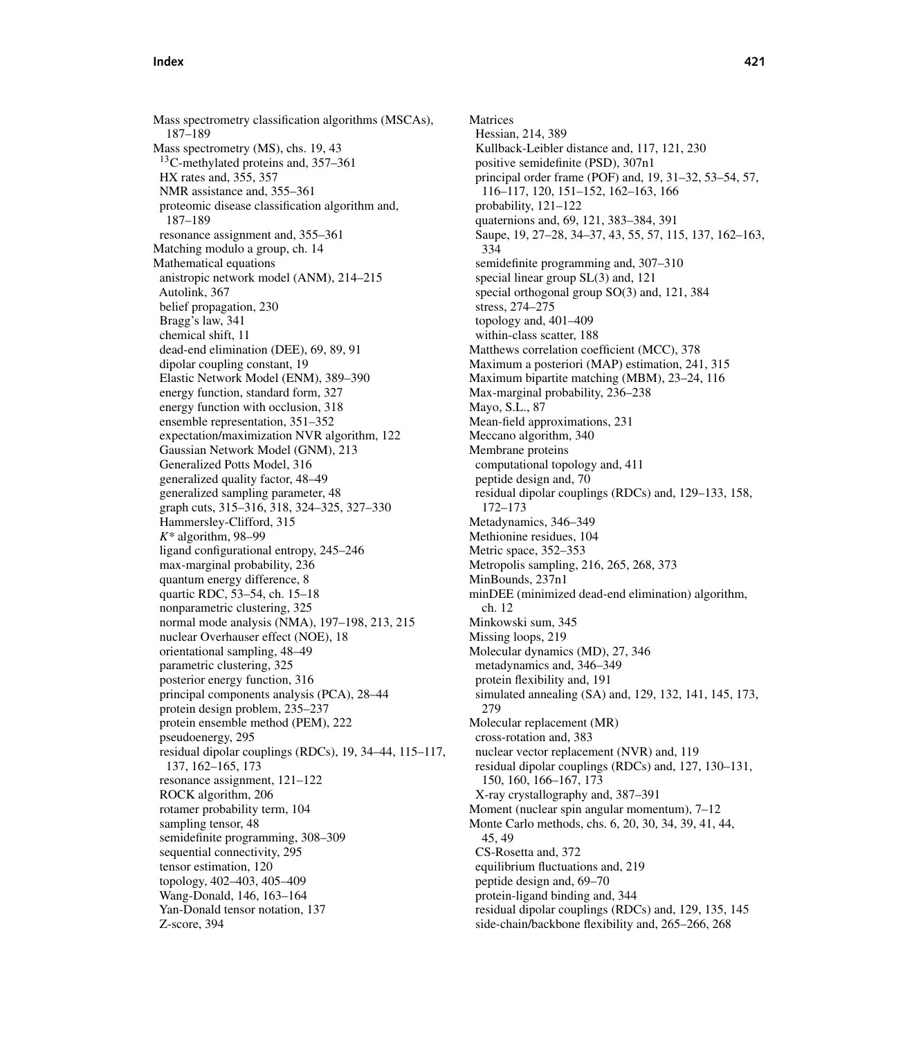Mass spectrometry classification algorithms (MSCAs), 187–189
Mass spectrometry (MS), chs. 19, 43
  $^{13}$C-methylated proteins and, 357–361
  HX rates and, 355, 357
  NMR assistance and, 355–361
  proteomic disease classification algorithm and, 187–189
  resonance assignment and, 355–361
Matching modulo a group, ch. 14
Mathematical equations
  anistropic network model (ANM), 214–215
  Autolink, 367
  belief propagation, 230
  Bragg's law, 341
  chemical shift, 11
  dead-end elimination (DEE), 69, 89, 91
  dipolar coupling constant, 19
  Elastic Network Model (ENM), 389–390
  energy function, standard form, 327
  energy function with occlusion, 318
  ensemble representation, 351–352
  expectation/maximization NVR algorithm, 122
  Gaussian Network Model (GNM), 213
  Generalized Potts Model, 316
  generalized quality factor, 48–49
  generalized sampling parameter, 48
  graph cuts, 315–316, 318, 324–325, 327–330
  Hammersley-Clifford, 315
  *K*\* algorithm, 98–99
  ligand configurational entropy, 245–246
  max-marginal probability, 236
  quantum energy difference, 8
  quartic RDC, 53–54, ch. 15–18
  nonparametric clustering, 325
  normal mode analysis (NMA), 197–198, 213, 215
  nuclear Overhauser effect (NOE), 18
  orientational sampling, 48–49
  parametric clustering, 325
  posterior energy function, 316
  principal components analysis (PCA), 28–44
  protein design problem, 235–237
  protein ensemble method (PEM), 222
  pseudoenergy, 295
  residual dipolar couplings (RDCs), 19, 34–44, 115–117, 137, 162–165, 173
  resonance assignment, 121–122
  ROCK algorithm, 206
  rotamer probability term, 104
  sampling tensor, 48
  semidefinite programming, 308–309
  sequential connectivity, 295
  tensor estimation, 120
  topology, 402–403, 405–409
  Wang-Donald, 146, 163–164
  Yan-Donald tensor notation, 137
  Z-score, 394

Matrices
  Hessian, 214, 389
  Kullback-Leibler distance and, 117, 121, 230
  positive semidefinite (PSD), 307n1
  principal order frame (POF) and, 19, 31–32, 53–54, 57, 116–117, 120, 151–152, 162–163, 166
  probability, 121–122
  quaternions and, 69, 121, 383–384, 391
  Saupe, 19, 27–28, 34–37, 43, 55, 57, 115, 137, 162–163, 334
  semidefinite programming and, 307–310
  special linear group SL(3) and, 121
  special orthogonal group SO(3) and, 121, 384
  stress, 274–275
  topology and, 401–409
  within-class scatter, 188
Matthews correlation coefficient (MCC), 378
Maximum a posteriori (MAP) estimation, 241, 315
Maximum bipartite matching (MBM), 23–24, 116
Max-marginal probability, 236–238
Mayo, S.L., 87
Mean-field approximations, 231
Meccano algorithm, 340
Membrane proteins
  computational topology and, 411
  peptide design and, 70
  residual dipolar couplings (RDCs) and, 129–133, 158, 172–173
Metadynamics, 346–349
Methionine residues, 104
Metric space, 352–353
Metropolis sampling, 216, 265, 268, 373
MinBounds, 237n1
minDEE (minimized dead-end elimination) algorithm, ch. 12
Minkowski sum, 345
Missing loops, 219
Molecular dynamics (MD), 27, 346
  metadynamics and, 346–349
  protein flexibility and, 191
  simulated annealing (SA) and, 129, 132, 141, 145, 173, 279
Molecular replacement (MR)
  cross-rotation and, 383
  nuclear vector replacement (NVR) and, 119
  residual dipolar couplings (RDCs) and, 127, 130–131, 150, 160, 166–167, 173
  X-ray crystallography and, 387–391
Moment (nuclear spin angular momentum), 7–12
Monte Carlo methods, chs. 6, 20, 30, 34, 39, 41, 44, 45, 49
  CS-Rosetta and, 372
  equilibrium fluctuations and, 219
  peptide design and, 69–70
  protein-ligand binding and, 344
  residual dipolar couplings (RDCs) and, 129, 135, 145
  side-chain/backbone flexibility and, 265–266, 268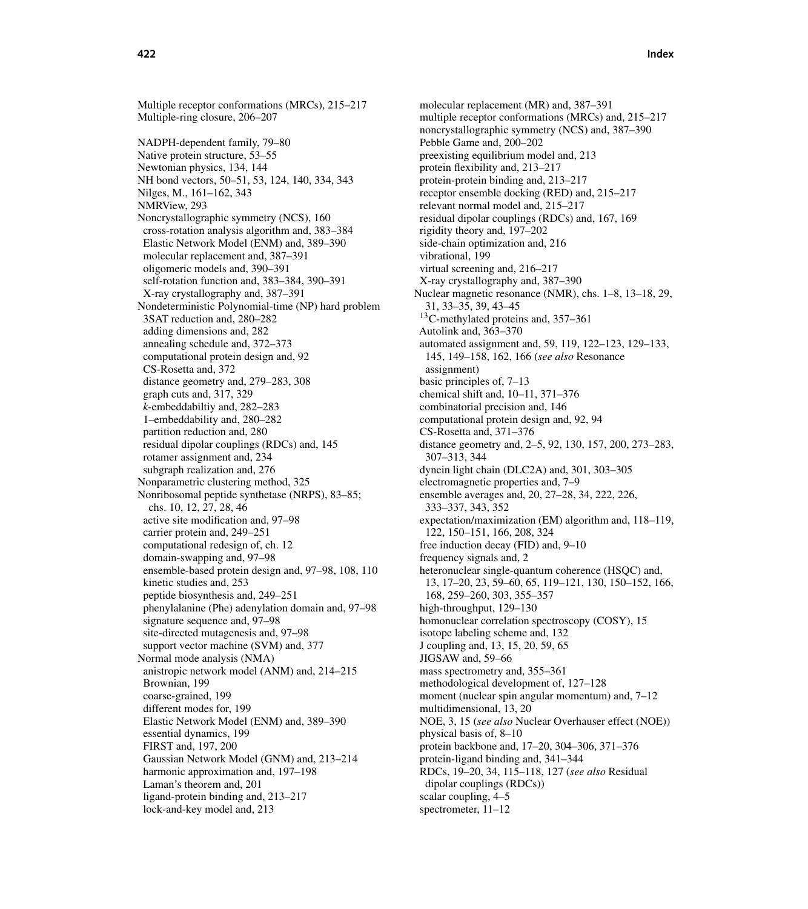Multiple receptor conformations (MRCs), 215–217
Multiple-ring closure, 206–207

NADPH-dependent family, 79–80
Native protein structure, 53–55
Newtonian physics, 134, 144
NH bond vectors, 50–51, 53, 124, 140, 334, 343
Nilges, M., 161–162, 343
NMRView, 293
Noncrystallographic symmetry (NCS), 160
- cross-rotation analysis algorithm and, 383–384
- Elastic Network Model (ENM) and, 389–390
- molecular replacement and, 387–391
- oligomeric models and, 390–391
- self-rotation function and, 383–384, 390–391
- X-ray crystallography and, 387–391

Nondeterministic Polynomial-time (NP) hard problem
- 3SAT reduction and, 280–282
- adding dimensions and, 282
- annealing schedule and, 372–373
- computational protein design and, 92
- CS-Rosetta and, 372
- distance geometry and, 279–283, 308
- graph cuts and, 317, 329
- *k*-embeddabiltiy and, 282–283
- 1–embeddability and, 280–282
- partition reduction and, 280
- residual dipolar couplings (RDCs) and, 145
- rotamer assignment and, 234
- subgraph realization and, 276

Nonparametric clustering method, 325
Nonribosomal peptide synthetase (NRPS), 83–85; chs. 10, 12, 27, 28, 46
- active site modification and, 97–98
- carrier protein and, 249–251
- computational redesign of, ch. 12
- domain-swapping and, 97–98
- ensemble-based protein design and, 97–98, 108, 110
- kinetic studies and, 253
- peptide biosynthesis and, 249–251
- phenylalanine (Phe) adenylation domain and, 97–98
- signature sequence and, 97–98
- site-directed mutagenesis and, 97–98
- support vector machine (SVM) and, 377

Normal mode analysis (NMA)
- anistropic network model (ANM) and, 214–215
- Brownian, 199
- coarse-grained, 199
- different modes for, 199
- Elastic Network Model (ENM) and, 389–390
- essential dynamics, 199
- FIRST and, 197, 200
- Gaussian Network Model (GNM) and, 213–214
- harmonic approximation and, 197–198
- Laman's theorem and, 201
- ligand-protein binding and, 213–217
- lock-and-key model and, 213
- molecular replacement (MR) and, 387–391
- multiple receptor conformations (MRCs) and, 215–217
- noncrystallographic symmetry (NCS) and, 387–390
- Pebble Game and, 200–202
- preexisting equilibrium model and, 213
- protein flexibility and, 213–217
- protein-protein binding and, 213–217
- receptor ensemble docking (RED) and, 215–217
- relevant normal model and, 215–217
- residual dipolar couplings (RDCs) and, 167, 169
- rigidity theory and, 197–202
- side-chain optimization and, 216
- vibrational, 199
- virtual screening and, 216–217
- X-ray crystallography and, 387–390

Nuclear magnetic resonance (NMR), chs. 1–8, 13–18, 29, 31, 33–35, 39, 43–45
- $^{13}$C-methylated proteins and, 357–361
- Autolink and, 363–370
- automated assignment and, 59, 119, 122–123, 129–133, 145, 149–158, 162, 166 (*see also* Resonance assignment)
- basic principles of, 7–13
- chemical shift and, 10–11, 371–376
- combinatorial precision and, 146
- computational protein design and, 92, 94
- CS-Rosetta and, 371–376
- distance geometry and, 2–5, 92, 130, 157, 200, 273–283, 307–313, 344
- dynein light chain (DLC2A) and, 301, 303–305
- electromagnetic properties and, 7–9
- ensemble averages and, 20, 27–28, 34, 222, 226, 333–337, 343, 352
- expectation/maximization (EM) algorithm and, 118–119, 122, 150–151, 166, 208, 324
- free induction decay (FID) and, 9–10
- frequency signals and, 2
- heteronuclear single-quantum coherence (HSQC) and, 13, 17–20, 23, 59–60, 65, 119–121, 130, 150–152, 166, 168, 259–260, 303, 355–357
- high-throughput, 129–130
- homonuclear correlation spectroscopy (COSY), 15
- isotope labeling scheme and, 132
- J coupling and, 13, 15, 20, 59, 65
- JIGSAW and, 59–66
- mass spectrometry and, 355–361
- methodological development of, 127–128
- moment (nuclear spin angular momentum) and, 7–12
- multidimensional, 13, 20
- NOE, 3, 15 (*see also* Nuclear Overhauser effect (NOE))
- physical basis of, 8–10
- protein backbone and, 17–20, 304–306, 371–376
- protein-ligand binding and, 341–344
- RDCs, 19–20, 34, 115–118, 127 (*see also* Residual dipolar couplings (RDCs))
- scalar coupling, 4–5
- spectrometer, 11–12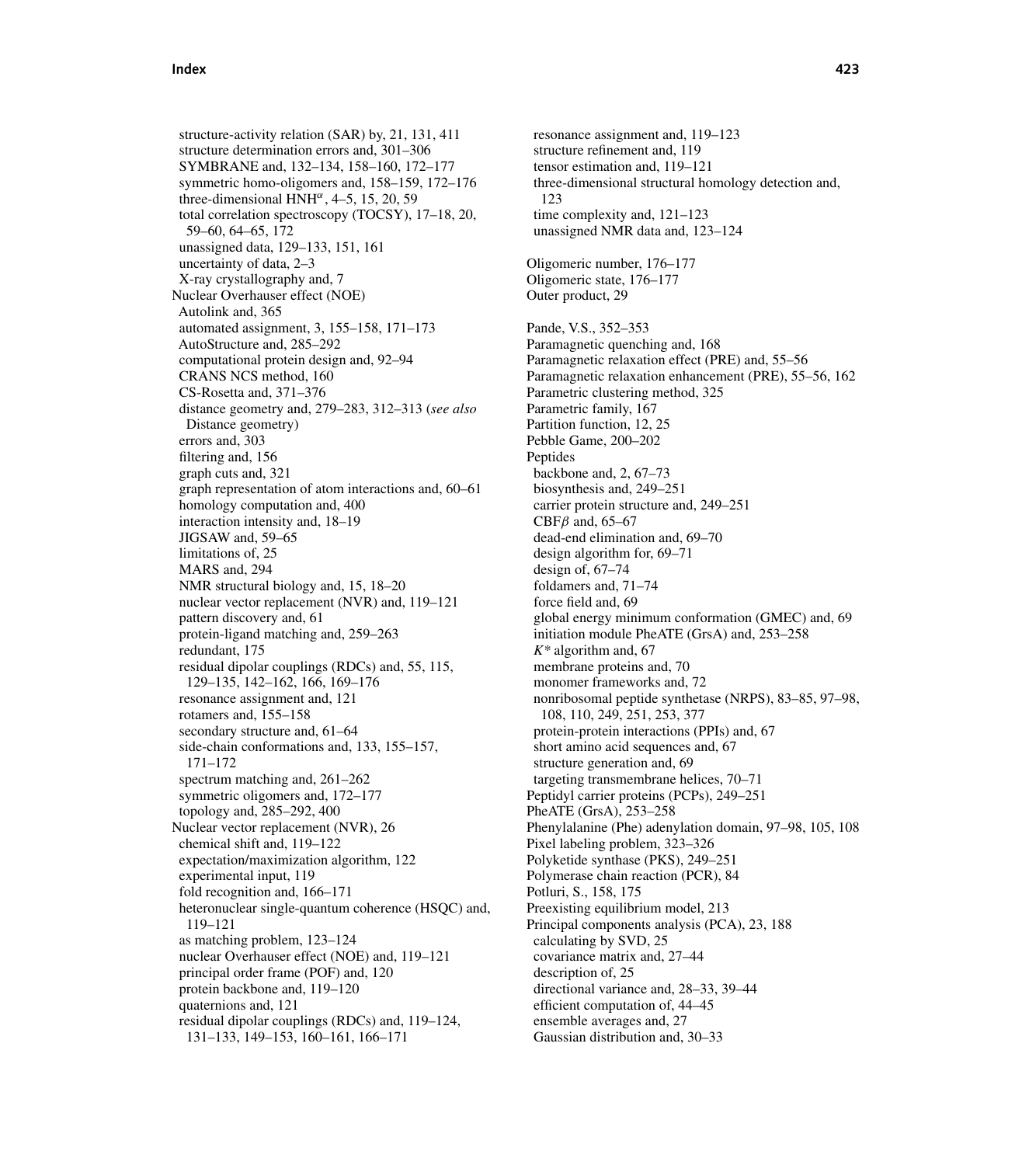structure-activity relation (SAR) by, 21, 131, 411
structure determination errors and, 301–306
SYMBRANE and, 132–134, 158–160, 172–177
symmetric homo-oligomers and, 158–159, 172–176
three-dimensional HNH$^{\alpha}$, 4–5, 15, 20, 59
total correlation spectroscopy (TOCSY), 17–18, 20, 59–60, 64–65, 172
unassigned data, 129–133, 151, 161
uncertainty of data, 2–3
X-ray crystallography and, 7

Nuclear Overhauser effect (NOE)
Autolink and, 365
automated assignment, 3, 155–158, 171–173
AutoStructure and, 285–292
computational protein design and, 92–94
CRANS NCS method, 160
CS-Rosetta and, 371–376
distance geometry and, 279–283, 312–313 (*see also* Distance geometry)
errors and, 303
filtering and, 156
graph cuts and, 321
graph representation of atom interactions and, 60–61
homology computation and, 400
interaction intensity and, 18–19
JIGSAW and, 59–65
limitations of, 25
MARS and, 294
NMR structural biology and, 15, 18–20
nuclear vector replacement (NVR) and, 119–121
pattern discovery and, 61
protein-ligand matching and, 259–263
redundant, 175
residual dipolar couplings (RDCs) and, 55, 115, 129–135, 142–162, 166, 169–176
resonance assignment and, 121
rotamers and, 155–158
secondary structure and, 61–64
side-chain conformations and, 133, 155–157, 171–172
spectrum matching and, 261–262
symmetric oligomers and, 172–177
topology and, 285–292, 400

Nuclear vector replacement (NVR), 26
chemical shift and, 119–122
expectation/maximization algorithm, 122
experimental input, 119
fold recognition and, 166–171
heteronuclear single-quantum coherence (HSQC) and, 119–121
as matching problem, 123–124
nuclear Overhauser effect (NOE) and, 119–121
principal order frame (POF) and, 120
protein backbone and, 119–120
quaternions and, 121
residual dipolar couplings (RDCs) and, 119–124, 131–133, 149–153, 160–161, 166–171
resonance assignment and, 119–123
structure refinement and, 119
tensor estimation and, 119–121
three-dimensional structural homology detection and, 123
time complexity and, 121–123
unassigned NMR data and, 123–124

Oligomeric number, 176–177
Oligomeric state, 176–177
Outer product, 29

Pande, V.S., 352–353
Paramagnetic quenching and, 168
Paramagnetic relaxation effect (PRE) and, 55–56
Paramagnetic relaxation enhancement (PRE), 55–56, 162
Parametric clustering method, 325
Parametric family, 167
Partition function, 12, 25
Pebble Game, 200–202
Peptides
backbone and, 2, 67–73
biosynthesis and, 249–251
carrier protein structure and, 249–251
CBF$\beta$ and, 65–67
dead-end elimination and, 69–70
design algorithm for, 69–71
design of, 67–74
foldamers and, 71–74
force field and, 69
global energy minimum conformation (GMEC) and, 69
initiation module PheATE (GrsA) and, 253–258
$K^*$ algorithm and, 67
membrane proteins and, 70
monomer frameworks and, 72
nonribosomal peptide synthetase (NRPS), 83–85, 97–98, 108, 110, 249, 251, 253, 377
protein-protein interactions (PPIs) and, 67
short amino acid sequences and, 67
structure generation and, 69
targeting transmembrane helices, 70–71

Peptidyl carrier proteins (PCPs), 249–251
PheATE (GrsA), 253–258
Phenylalanine (Phe) adenylation domain, 97–98, 105, 108
Pixel labeling problem, 323–326
Polyketide synthase (PKS), 249–251
Polymerase chain reaction (PCR), 84
Potluri, S., 158, 175
Preexisting equilibrium model, 213
Principal components analysis (PCA), 23, 188
calculating by SVD, 25
covariance matrix and, 27–44
description of, 25
directional variance and, 28–33, 39–44
efficient computation of, 44–45
ensemble averages and, 27
Gaussian distribution and, 30–33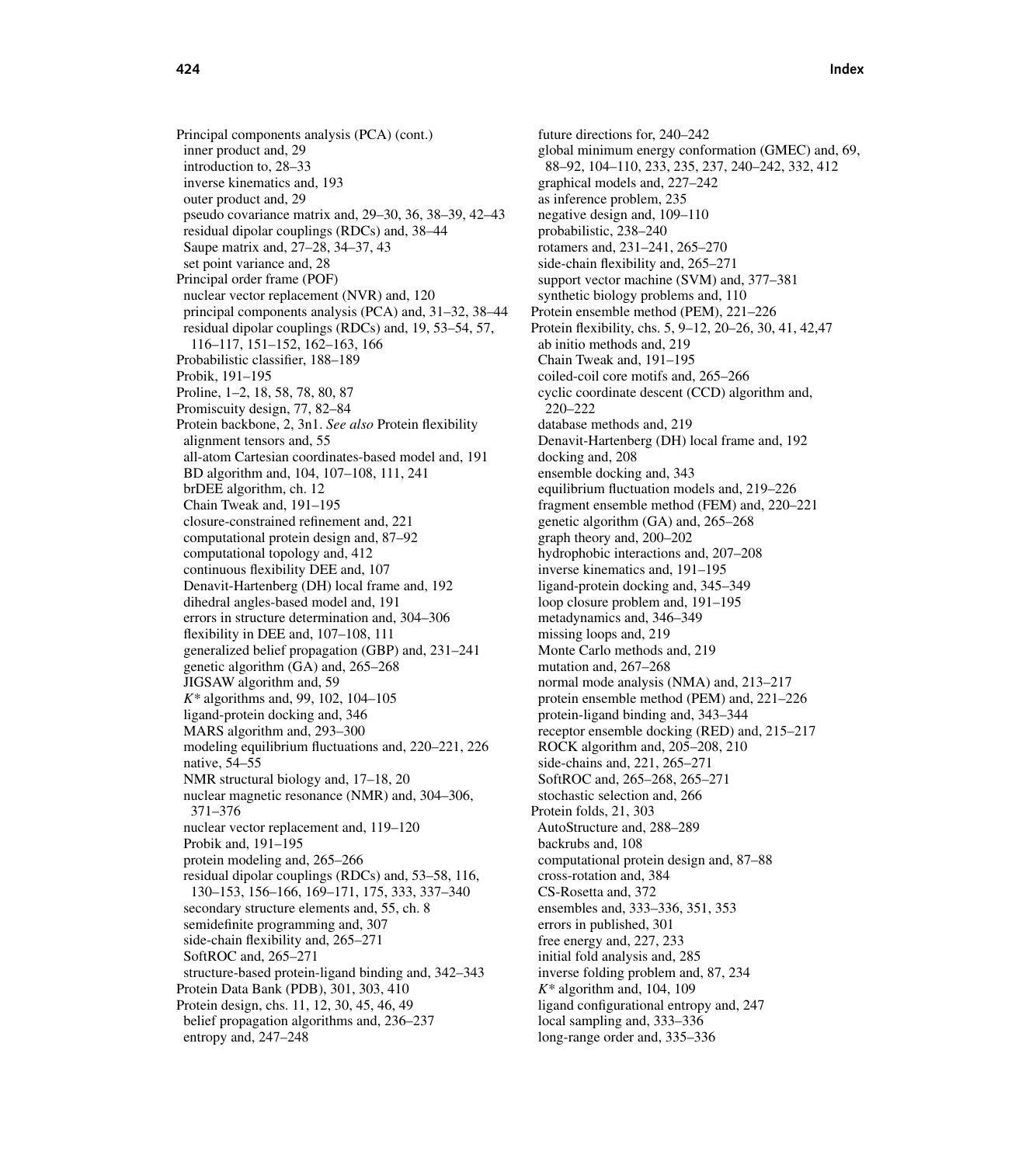Principal components analysis (PCA) (cont.)
  inner product and, 29
  introduction to, 28–33
  inverse kinematics and, 193
  outer product and, 29
  pseudo covariance matrix and, 29–30, 36, 38–39, 42–43
  residual dipolar couplings (RDCs) and, 38–44
  Saupe matrix and, 27–28, 34–37, 43
  set point variance and, 28
Principal order frame (POF)
  nuclear vector replacement (NVR) and, 120
  principal components analysis (PCA) and, 31–32, 38–44
  residual dipolar couplings (RDCs) and, 19, 53–54, 57, 116–117, 151–152, 162–163, 166
Probabilistic classifier, 188–189
Probik, 191–195
Proline, 1–2, 18, 58, 78, 80, 87
Promiscuity design, 77, 82–84
Protein backbone, 2, 3n1. *See also* Protein flexibility
  alignment tensors and, 55
  all-atom Cartesian coordinates-based model and, 191
  BD algorithm and, 104, 107–108, 111, 241
  brDEE algorithm, ch. 12
  Chain Tweak and, 191–195
  closure-constrained refinement and, 221
  computational protein design and, 87–92
  computational topology and, 412
  continuous flexibility DEE and, 107
  Denavit-Hartenberg (DH) local frame and, 192
  dihedral angles-based model and, 191
  errors in structure determination and, 304–306
  flexibility in DEE and, 107–108, 111
  generalized belief propagation (GBP) and, 231–241
  genetic algorithm (GA) and, 265–268
  JIGSAW algorithm and, 59
  *K\** algorithms and, 99, 102, 104–105
  ligand-protein docking and, 346
  MARS algorithm and, 293–300
  modeling equilibrium fluctuations and, 220–221, 226
  native, 54–55
  NMR structural biology and, 17–18, 20
  nuclear magnetic resonance (NMR) and, 304–306, 371–376
  nuclear vector replacement and, 119–120
  Probik and, 191–195
  protein modeling and, 265–266
  residual dipolar couplings (RDCs) and, 53–58, 116, 130–153, 156–166, 169–171, 175, 333, 337–340
  secondary structure elements and, 55, ch. 8
  semidefinite programming and, 307
  side-chain flexibility and, 265–271
  SoftROC and, 265–271
  structure-based protein-ligand binding and, 342–343
Protein Data Bank (PDB), 301, 303, 410
Protein design, chs. 11, 12, 30, 45, 46, 49
  belief propagation algorithms and, 236–237
  entropy and, 247–248
  future directions for, 240–242
  global minimum energy conformation (GMEC) and, 69, 88–92, 104–110, 233, 235, 237, 240–242, 332, 412
  graphical models and, 227–242
  as inference problem, 235
  negative design and, 109–110
  probabilistic, 238–240
  rotamers and, 231–241, 265–270
  side-chain flexibility and, 265–271
  support vector machine (SVM) and, 377–381
  synthetic biology problems and, 110
Protein ensemble method (PEM), 221–226
Protein flexibility, chs. 5, 9–12, 20–26, 30, 41, 42,47
  ab initio methods and, 219
  Chain Tweak and, 191–195
  coiled-coil core motifs and, 265–266
  cyclic coordinate descent (CCD) algorithm and, 220–222
  database methods and, 219
  Denavit-Hartenberg (DH) local frame and, 192
  docking and, 208
  ensemble docking and, 343
  equilibrium fluctuation models and, 219–226
  fragment ensemble method (FEM) and, 220–221
  genetic algorithm (GA) and, 265–268
  graph theory and, 200–202
  hydrophobic interactions and, 207–208
  inverse kinematics and, 191–195
  ligand-protein docking and, 345–349
  loop closure problem and, 191–195
  metadynamics and, 346–349
  missing loops and, 219
  Monte Carlo methods and, 219
  mutation and, 267–268
  normal mode analysis (NMA) and, 213–217
  protein ensemble method (PEM) and, 221–226
  protein-ligand binding and, 343–344
  receptor ensemble docking (RED) and, 215–217
  ROCK algorithm and, 205–208, 210
  side-chains and, 221, 265–271
  SoftROC and, 265–268, 265–271
  stochastic selection and, 266
Protein folds, 21, 303
  AutoStructure and, 288–289
  backrubs and, 108
  computational protein design and, 87–88
  cross-rotation and, 384
  CS-Rosetta and, 372
  ensembles and, 333–336, 351, 353
  errors in published, 301
  free energy and, 227, 233
  initial fold analysis and, 285
  inverse folding problem and, 87, 234
  *K\** algorithm and, 104, 109
  ligand configurational entropy and, 247
  local sampling and, 333–336
  long-range order and, 335–336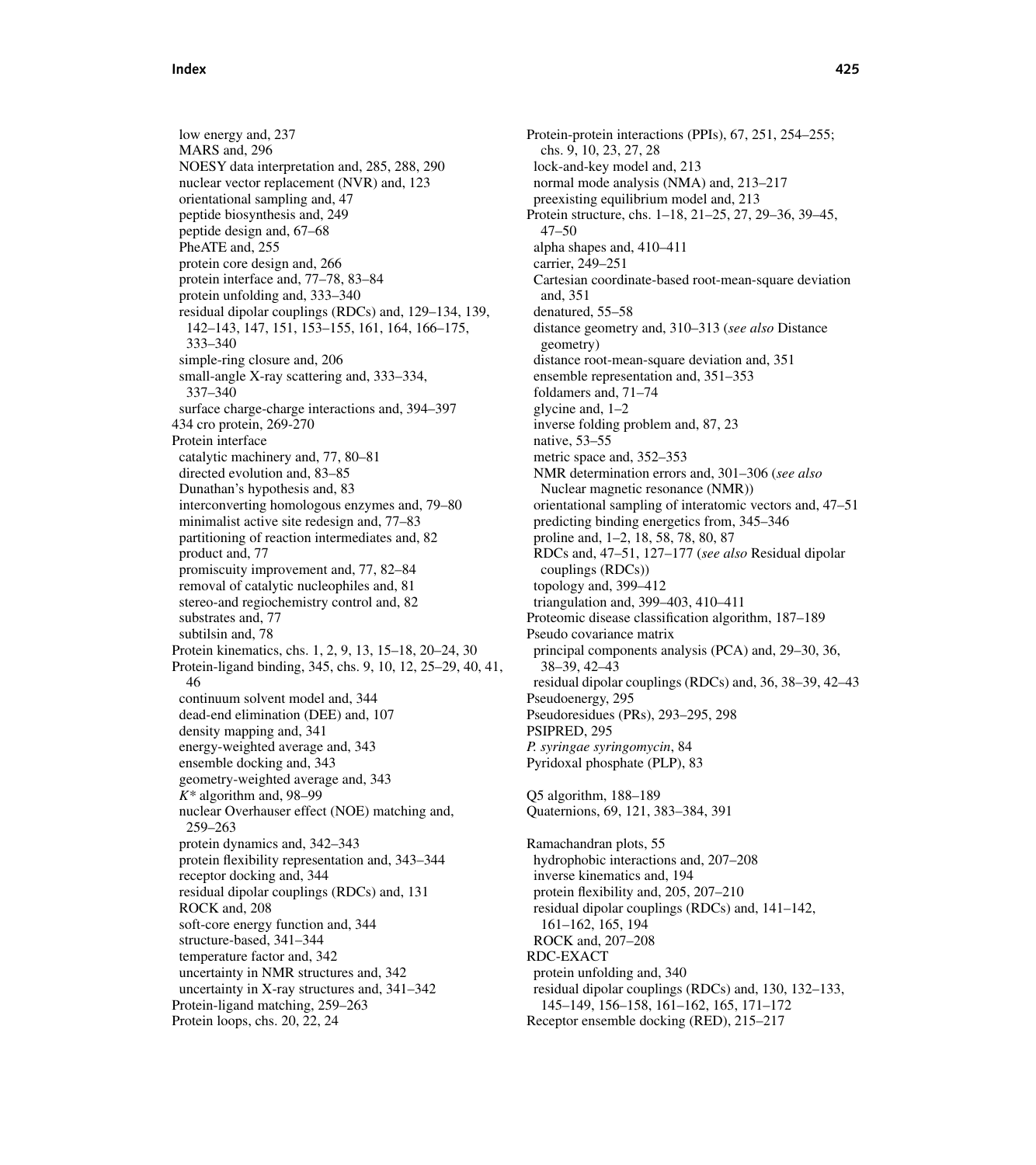low energy and, 237
MARS and, 296
NOESY data interpretation and, 285, 288, 290
nuclear vector replacement (NVR) and, 123
orientational sampling and, 47
peptide biosynthesis and, 249
peptide design and, 67–68
PheATE and, 255
protein core design and, 266
protein interface and, 77–78, 83–84
protein unfolding and, 333–340
residual dipolar couplings (RDCs) and, 129–134, 139, 142–143, 147, 151, 153–155, 161, 164, 166–175, 333–340
simple-ring closure and, 206
small-angle X-ray scattering and, 333–334, 337–340
surface charge-charge interactions and, 394–397

434 cro protein, 269-270

Protein interface
- catalytic machinery and, 77, 80–81
- directed evolution and, 83–85
- Dunathan's hypothesis and, 83
- interconverting homologous enzymes and, 79–80
- minimalist active site redesign and, 77–83
- partitioning of reaction intermediates and, 82
- product and, 77
- promiscuity improvement and, 77, 82–84
- removal of catalytic nucleophiles and, 81
- stereo-and regiochemistry control and, 82
- substrates and, 77
- subtilsin and, 78

Protein kinematics, chs. 1, 2, 9, 13, 15–18, 20–24, 30

Protein-ligand binding, 345, chs. 9, 10, 12, 25–29, 40, 41, 46
- continuum solvent model and, 344
- dead-end elimination (DEE) and, 107
- density mapping and, 341
- energy-weighted average and, 343
- ensemble docking and, 343
- geometry-weighted average and, 343
- $K^*$ algorithm and, 98–99
- nuclear Overhauser effect (NOE) matching and, 259–263
- protein dynamics and, 342–343
- protein flexibility representation and, 343–344
- receptor docking and, 344
- residual dipolar couplings (RDCs) and, 131
- ROCK and, 208
- soft-core energy function and, 344
- structure-based, 341–344
- temperature factor and, 342
- uncertainty in NMR structures and, 342
- uncertainty in X-ray structures and, 341–342

Protein-ligand matching, 259–263

Protein loops, chs. 20, 22, 24

Protein-protein interactions (PPIs), 67, 251, 254–255; chs. 9, 10, 23, 27, 28
- lock-and-key model and, 213
- normal mode analysis (NMA) and, 213–217
- preexisting equilibrium model and, 213

Protein structure, chs. 1–18, 21–25, 27, 29–36, 39–45, 47–50
- alpha shapes and, 410–411
- carrier, 249–251
- Cartesian coordinate-based root-mean-square deviation and, 351
- denatured, 55–58
- distance geometry and, 310–313 (*see also* Distance geometry)
- distance root-mean-square deviation and, 351
- ensemble representation and, 351–353
- foldamers and, 71–74
- glycine and, 1–2
- inverse folding problem and, 87, 23
- native, 53–55
- metric space and, 352–353
- NMR determination errors and, 301–306 (*see also* Nuclear magnetic resonance (NMR))
- orientational sampling of interatomic vectors and, 47–51
- predicting binding energetics from, 345–346
- proline and, 1–2, 18, 58, 78, 80, 87
- RDCs and, 47–51, 127–177 (*see also* Residual dipolar couplings (RDCs))
- topology and, 399–412
- triangulation and, 399–403, 410–411

Proteomic disease classification algorithm, 187–189

Pseudo covariance matrix
- principal components analysis (PCA) and, 29–30, 36, 38–39, 42–43
- residual dipolar couplings (RDCs) and, 36, 38–39, 42–43

Pseudoenergy, 295

Pseudoresidues (PRs), 293–295, 298

PSIPRED, 295

*P. syringae syringomycin*, 84

Pyridoxal phosphate (PLP), 83

Q5 algorithm, 188–189

Quaternions, 69, 121, 383–384, 391

Ramachandran plots, 55
- hydrophobic interactions and, 207–208
- inverse kinematics and, 194
- protein flexibility and, 205, 207–210
- residual dipolar couplings (RDCs) and, 141–142, 161–162, 165, 194
- ROCK and, 207–208

RDC-EXACT
- protein unfolding and, 340
- residual dipolar couplings (RDCs) and, 130, 132–133, 145–149, 156–158, 161–162, 165, 171–172

Receptor ensemble docking (RED), 215–217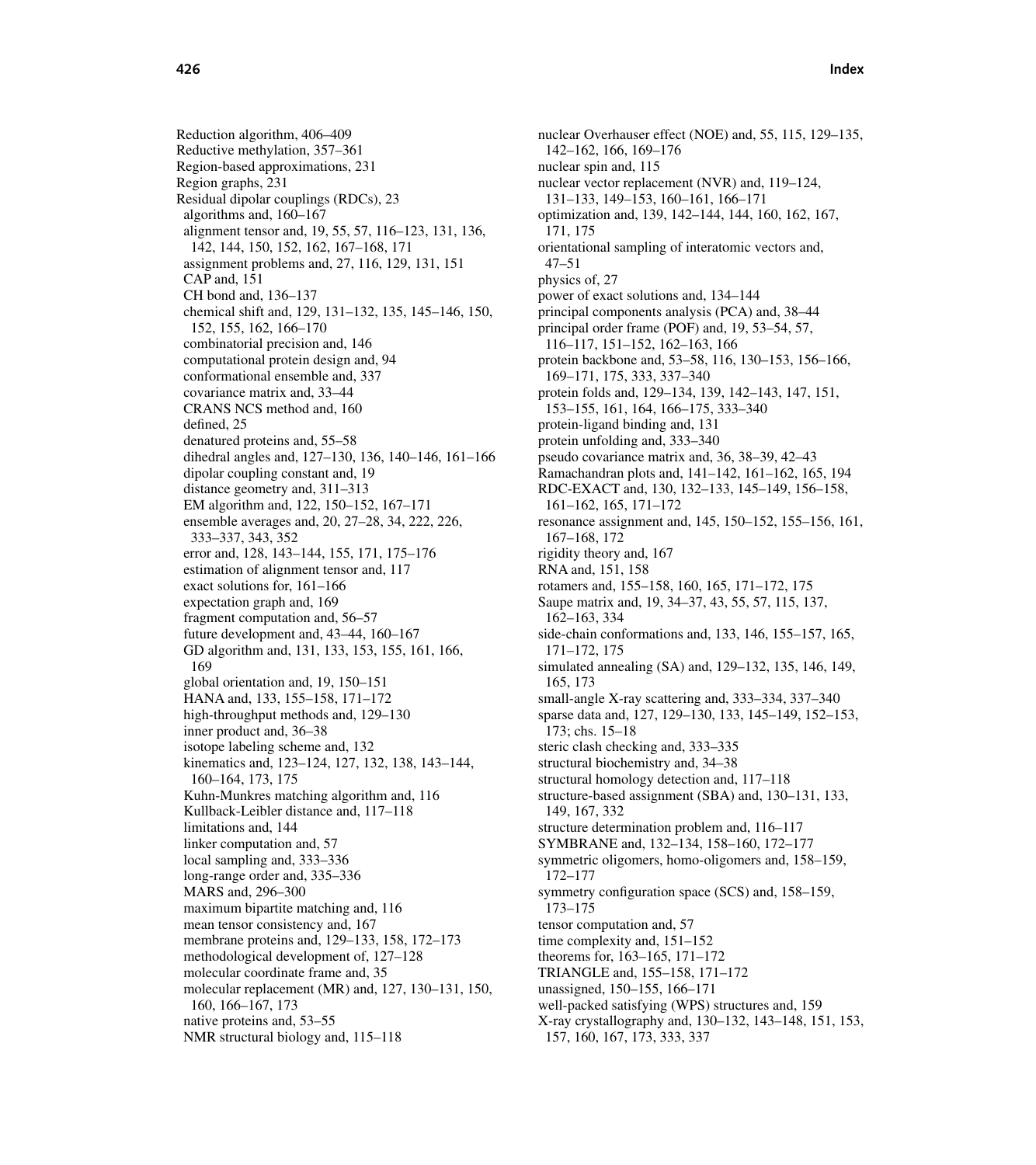Reduction algorithm, 406–409
Reductive methylation, 357–361
Region-based approximations, 231
Region graphs, 231
Residual dipolar couplings (RDCs), 23
  algorithms and, 160–167
  alignment tensor and, 19, 55, 57, 116–123, 131, 136, 142, 144, 150, 152, 162, 167–168, 171
  assignment problems and, 27, 116, 129, 131, 151
  CAP and, 151
  CH bond and, 136–137
  chemical shift and, 129, 131–132, 135, 145–146, 150, 152, 155, 162, 166–170
  combinatorial precision and, 146
  computational protein design and, 94
  conformational ensemble and, 337
  covariance matrix and, 33–44
  CRANS NCS method and, 160
  defined, 25
  denatured proteins and, 55–58
  dihedral angles and, 127–130, 136, 140–146, 161–166
  dipolar coupling constant and, 19
  distance geometry and, 311–313
  EM algorithm and, 122, 150–152, 167–171
  ensemble averages and, 20, 27–28, 34, 222, 226, 333–337, 343, 352
  error and, 128, 143–144, 155, 171, 175–176
  estimation of alignment tensor and, 117
  exact solutions for, 161–166
  expectation graph and, 169
  fragment computation and, 56–57
  future development and, 43–44, 160–167
  GD algorithm and, 131, 133, 153, 155, 161, 166, 169
  global orientation and, 19, 150–151
  HANA and, 133, 155–158, 171–172
  high-throughput methods and, 129–130
  inner product and, 36–38
  isotope labeling scheme and, 132
  kinematics and, 123–124, 127, 132, 138, 143–144, 160–164, 173, 175
  Kuhn-Munkres matching algorithm and, 116
  Kullback-Leibler distance and, 117–118
  limitations and, 144
  linker computation and, 57
  local sampling and, 333–336
  long-range order and, 335–336
  MARS and, 296–300
  maximum bipartite matching and, 116
  mean tensor consistency and, 167
  membrane proteins and, 129–133, 158, 172–173
  methodological development of, 127–128
  molecular coordinate frame and, 35
  molecular replacement (MR) and, 127, 130–131, 150, 160, 166–167, 173
  native proteins and, 53–55
  NMR structural biology and, 115–118
  nuclear Overhauser effect (NOE) and, 55, 115, 129–135, 142–162, 166, 169–176
  nuclear spin and, 115
  nuclear vector replacement (NVR) and, 119–124, 131–133, 149–153, 160–161, 166–171
  optimization and, 139, 142–144, 144, 160, 162, 167, 171, 175
  orientational sampling of interatomic vectors and, 47–51
  physics of, 27
  power of exact solutions and, 134–144
  principal components analysis (PCA) and, 38–44
  principal order frame (POF) and, 19, 53–54, 57, 116–117, 151–152, 162–163, 166
  protein backbone and, 53–58, 116, 130–153, 156–166, 169–171, 175, 333, 337–340
  protein folds and, 129–134, 139, 142–143, 147, 151, 153–155, 161, 164, 166–175, 333–340
  protein-ligand binding and, 131
  protein unfolding and, 333–340
  pseudo covariance matrix and, 36, 38–39, 42–43
  Ramachandran plots and, 141–142, 161–162, 165, 194
  RDC-EXACT and, 130, 132–133, 145–149, 156–158, 161–162, 165, 171–172
  resonance assignment and, 145, 150–152, 155–156, 161, 167–168, 172
  rigidity theory and, 167
  RNA and, 151, 158
  rotamers and, 155–158, 160, 165, 171–172, 175
  Saupe matrix and, 19, 34–37, 43, 55, 57, 115, 137, 162–163, 334
  side-chain conformations and, 133, 146, 155–157, 165, 171–172, 175
  simulated annealing (SA) and, 129–132, 135, 146, 149, 165, 173
  small-angle X-ray scattering and, 333–334, 337–340
  sparse data and, 127, 129–130, 133, 145–149, 152–153, 173; chs. 15–18
  steric clash checking and, 333–335
  structural biochemistry and, 34–38
  structural homology detection and, 117–118
  structure-based assignment (SBA) and, 130–131, 133, 149, 167, 332
  structure determination problem and, 116–117
  SYMBRANE and, 132–134, 158–160, 172–177
  symmetric oligomers, homo-oligomers and, 158–159, 172–177
  symmetry configuration space (SCS) and, 158–159, 173–175
  tensor computation and, 57
  time complexity and, 151–152
  theorems for, 163–165, 171–172
  TRIANGLE and, 155–158, 171–172
  unassigned, 150–155, 166–171
  well-packed satisfying (WPS) structures and, 159
  X-ray crystallography and, 130–132, 143–148, 151, 153, 157, 160, 167, 173, 333, 337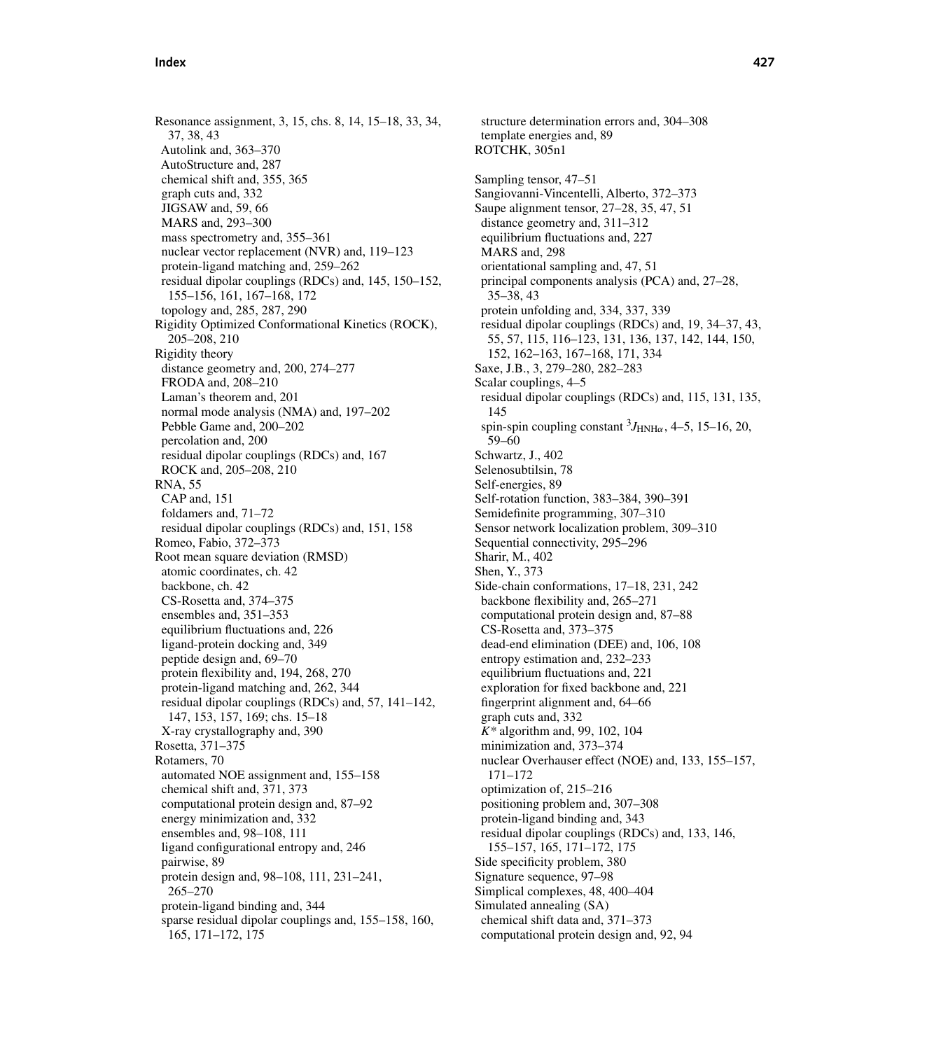Resonance assignment, 3, 15, chs. 8, 14, 15–18, 33, 34, 37, 38, 43
- Autolink and, 363–370
- AutoStructure and, 287
- chemical shift and, 355, 365
- graph cuts and, 332
- JIGSAW and, 59, 66
- MARS and, 293–300
- mass spectrometry and, 355–361
- nuclear vector replacement (NVR) and, 119–123
- protein-ligand matching and, 259–262
- residual dipolar couplings (RDCs) and, 145, 150–152, 155–156, 161, 167–168, 172
- topology and, 285, 287, 290

Rigidity Optimized Conformational Kinetics (ROCK), 205–208, 210

Rigidity theory
- distance geometry and, 200, 274–277
- FRODA and, 208–210
- Laman's theorem and, 201
- normal mode analysis (NMA) and, 197–202
- Pebble Game and, 200–202
- percolation and, 200
- residual dipolar couplings (RDCs) and, 167
- ROCK and, 205–208, 210

RNA, 55
- CAP and, 151
- foldamers and, 71–72
- residual dipolar couplings (RDCs) and, 151, 158

Romeo, Fabio, 372–373

Root mean square deviation (RMSD)
- atomic coordinates, ch. 42
- backbone, ch. 42
- CS-Rosetta and, 374–375
- ensembles and, 351–353
- equilibrium fluctuations and, 226
- ligand-protein docking and, 349
- peptide design and, 69–70
- protein flexibility and, 194, 268, 270
- protein-ligand matching and, 262, 344
- residual dipolar couplings (RDCs) and, 57, 141–142, 147, 153, 157, 169; chs. 15–18
- X-ray crystallography and, 390

Rosetta, 371–375

Rotamers, 70
- automated NOE assignment and, 155–158
- chemical shift and, 371, 373
- computational protein design and, 87–92
- energy minimization and, 332
- ensembles and, 98–108, 111
- ligand configurational entropy and, 246
- pairwise, 89
- protein design and, 98–108, 111, 231–241, 265–270
- protein-ligand binding and, 344
- sparse residual dipolar couplings and, 155–158, 160, 165, 171–172, 175
- structure determination errors and, 304–308
- template energies and, 89

ROTCHK, 305n1

Sampling tensor, 47–51

Sangiovanni-Vincentelli, Alberto, 372–373

Saupe alignment tensor, 27–28, 35, 47, 51
- distance geometry and, 311–312
- equilibrium fluctuations and, 227
- MARS and, 298
- orientational sampling and, 47, 51
- principal components analysis (PCA) and, 27–28, 35–38, 43
- protein unfolding and, 334, 337, 339
- residual dipolar couplings (RDCs) and, 19, 34–37, 43, 55, 57, 115, 116–123, 131, 136, 137, 142, 144, 150, 152, 162–163, 167–168, 171, 334

Saxe, J.B., 3, 279–280, 282–283

Scalar couplings, 4–5
- residual dipolar couplings (RDCs) and, 115, 131, 135, 145
- spin-spin coupling constant $^3J_{\mathrm{HNH}\alpha}$, 4–5, 15–16, 20, 59–60

Schwartz, J., 402

Selenosubtilsin, 78

Self-energies, 89

Self-rotation function, 383–384, 390–391

Semidefinite programming, 307–310

Sensor network localization problem, 309–310

Sequential connectivity, 295–296

Sharir, M., 402

Shen, Y., 373

Side-chain conformations, 17–18, 231, 242
- backbone flexibility and, 265–271
- computational protein design and, 87–88
- CS-Rosetta and, 373–375
- dead-end elimination (DEE) and, 106, 108
- entropy estimation and, 232–233
- equilibrium fluctuations and, 221
- exploration for fixed backbone and, 221
- fingerprint alignment and, 64–66
- graph cuts and, 332
- $K^*$ algorithm and, 99, 102, 104
- minimization and, 373–374
- nuclear Overhauser effect (NOE) and, 133, 155–157, 171–172
- optimization of, 215–216
- positioning problem and, 307–308
- protein-ligand binding and, 343
- residual dipolar couplings (RDCs) and, 133, 146, 155–157, 165, 171–172, 175

Side specificity problem, 380

Signature sequence, 97–98

Simplical complexes, 48, 400–404

Simulated annealing (SA)
- chemical shift data and, 371–373
- computational protein design and, 92, 94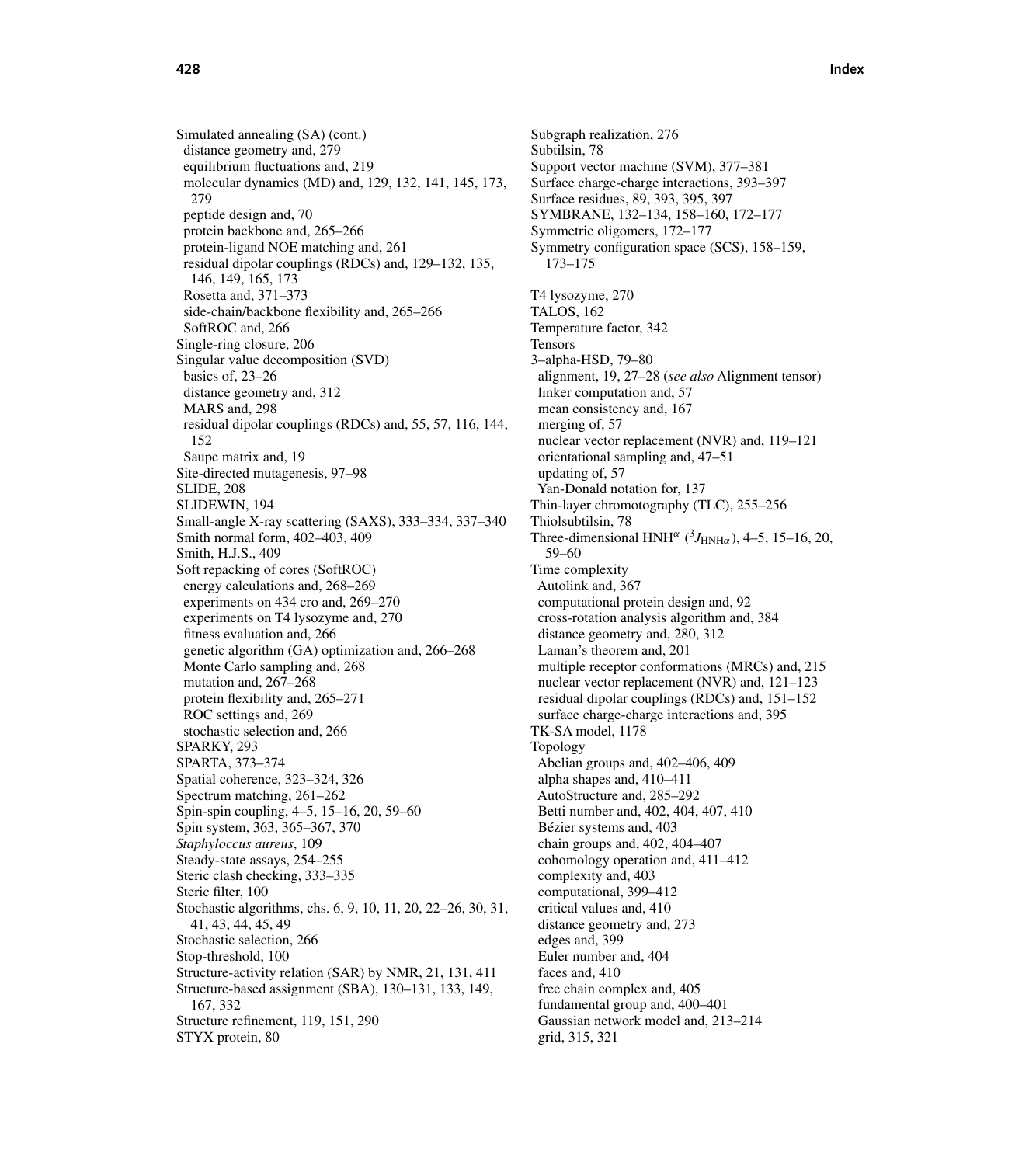Simulated annealing (SA) (cont.)
  distance geometry and, 279
  equilibrium fluctuations and, 219
  molecular dynamics (MD) and, 129, 132, 141, 145, 173, 279
  peptide design and, 70
  protein backbone and, 265–266
  protein-ligand NOE matching and, 261
  residual dipolar couplings (RDCs) and, 129–132, 135, 146, 149, 165, 173
  Rosetta and, 371–373
  side-chain/backbone flexibility and, 265–266
  SoftROC and, 266
Single-ring closure, 206
Singular value decomposition (SVD)
  basics of, 23–26
  distance geometry and, 312
  MARS and, 298
  residual dipolar couplings (RDCs) and, 55, 57, 116, 144, 152
  Saupe matrix and, 19
Site-directed mutagenesis, 97–98
SLIDE, 208
SLIDEWIN, 194
Small-angle X-ray scattering (SAXS), 333–334, 337–340
Smith normal form, 402–403, 409
Smith, H.J.S., 409
Soft repacking of cores (SoftROC)
  energy calculations and, 268–269
  experiments on 434 cro and, 269–270
  experiments on T4 lysozyme and, 270
  fitness evaluation and, 266
  genetic algorithm (GA) optimization and, 266–268
  Monte Carlo sampling and, 268
  mutation and, 267–268
  protein flexibility and, 265–271
  ROC settings and, 269
  stochastic selection and, 266
SPARKY, 293
SPARTA, 373–374
Spatial coherence, 323–324, 326
Spectrum matching, 261–262
Spin-spin coupling, 4–5, 15–16, 20, 59–60
Spin system, 363, 365–367, 370
*Staphyloccus aureus*, 109
Steady-state assays, 254–255
Steric clash checking, 333–335
Steric filter, 100
Stochastic algorithms, chs. 6, 9, 10, 11, 20, 22–26, 30, 31, 41, 43, 44, 45, 49
Stochastic selection, 266
Stop-threshold, 100
Structure-activity relation (SAR) by NMR, 21, 131, 411
Structure-based assignment (SBA), 130–131, 133, 149, 167, 332
Structure refinement, 119, 151, 290
STYX protein, 80
Subgraph realization, 276
Subtilsin, 78
Support vector machine (SVM), 377–381
Surface charge-charge interactions, 393–397
Surface residues, 89, 393, 395, 397
SYMBRANE, 132–134, 158–160, 172–177
Symmetric oligomers, 172–177
Symmetry configuration space (SCS), 158–159, 173–175

T4 lysozyme, 270
TALOS, 162
Temperature factor, 342
Tensors
3–alpha-HSD, 79–80
  alignment, 19, 27–28 (*see also* Alignment tensor)
  linker computation and, 57
  mean consistency and, 167
  merging of, 57
  nuclear vector replacement (NVR) and, 119–121
  orientational sampling and, 47–51
  updating of, 57
  Yan-Donald notation for, 137
Thin-layer chromotography (TLC), 255–256
Thiolsubtilsin, 78
Three-dimensional HNH$^{\alpha}$ ($^{3}J_{\mathrm{HNH}\alpha}$), 4–5, 15–16, 20, 59–60
Time complexity
  Autolink and, 367
  computational protein design and, 92
  cross-rotation analysis algorithm and, 384
  distance geometry and, 280, 312
  Laman's theorem and, 201
  multiple receptor conformations (MRCs) and, 215
  nuclear vector replacement (NVR) and, 121–123
  residual dipolar couplings (RDCs) and, 151–152
  surface charge-charge interactions and, 395
TK-SA model, 1178
Topology
  Abelian groups and, 402–406, 409
  alpha shapes and, 410–411
  AutoStructure and, 285–292
  Betti number and, 402, 404, 407, 410
  Bézier systems and, 403
  chain groups and, 402, 404–407
  cohomology operation and, 411–412
  complexity and, 403
  computational, 399–412
  critical values and, 410
  distance geometry and, 273
  edges and, 399
  Euler number and, 404
  faces and, 410
  free chain complex and, 405
  fundamental group and, 400–401
  Gaussian network model and, 213–214
  grid, 315, 321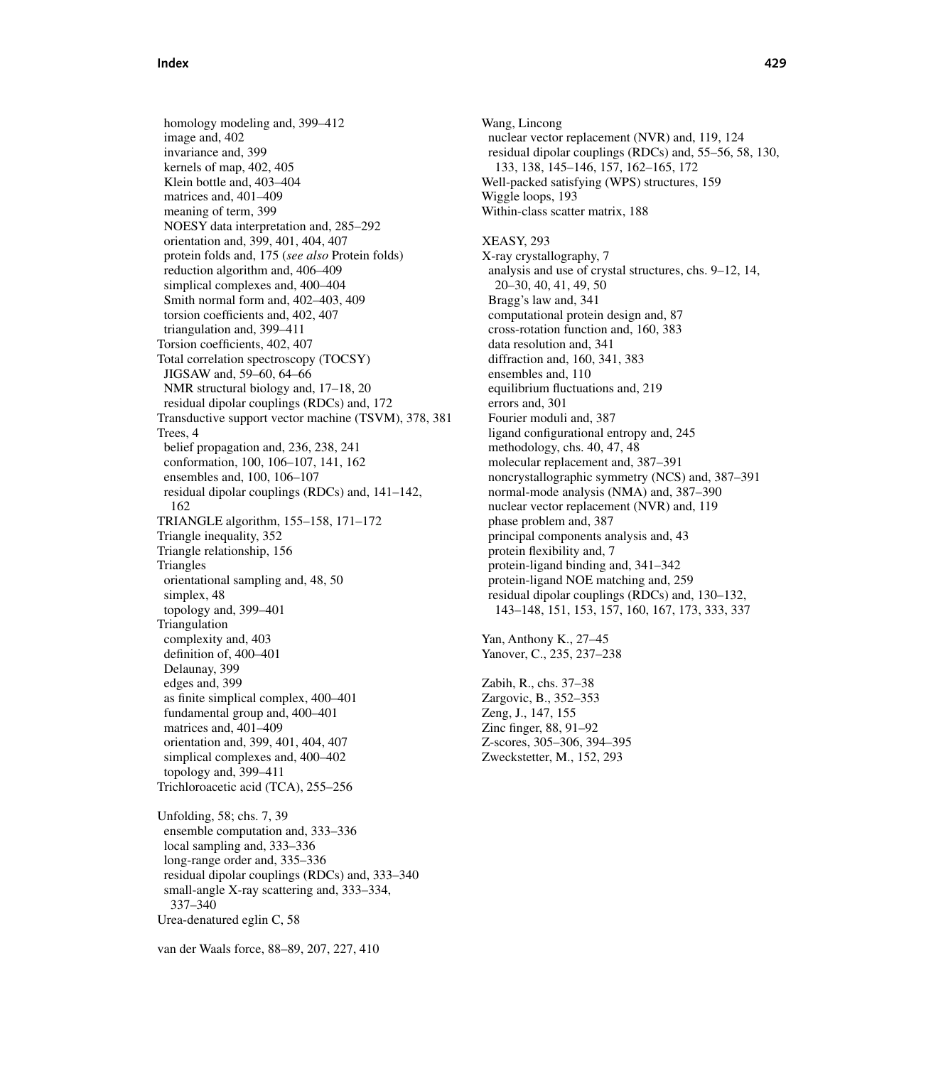homology modeling and, 399–412
  image and, 402
  invariance and, 399
  kernels of map, 402, 405
  Klein bottle and, 403–404
  matrices and, 401–409
  meaning of term, 399
  NOESY data interpretation and, 285–292
  orientation and, 399, 401, 404, 407
  protein folds and, 175 (*see also* Protein folds)
  reduction algorithm and, 406–409
  simplical complexes and, 400–404
  Smith normal form and, 402–403, 409
  torsion coefficients and, 402, 407
  triangulation and, 399–411
Torsion coefficients, 402, 407
Total correlation spectroscopy (TOCSY)
  JIGSAW and, 59–60, 64–66
  NMR structural biology and, 17–18, 20
  residual dipolar couplings (RDCs) and, 172
Transductive support vector machine (TSVM), 378, 381
Trees, 4
  belief propagation and, 236, 238, 241
  conformation, 100, 106–107, 141, 162
  ensembles and, 100, 106–107
  residual dipolar couplings (RDCs) and, 141–142, 162
TRIANGLE algorithm, 155–158, 171–172
Triangle inequality, 352
Triangle relationship, 156
Triangles
  orientational sampling and, 48, 50
  simplex, 48
  topology and, 399–401
Triangulation
  complexity and, 403
  definition of, 400–401
  Delaunay, 399
  edges and, 399
  as finite simplical complex, 400–401
  fundamental group and, 400–401
  matrices and, 401–409
  orientation and, 399, 401, 404, 407
  simplical complexes and, 400–402
  topology and, 399–411
Trichloroacetic acid (TCA), 255–256

Unfolding, 58; chs. 7, 39
  ensemble computation and, 333–336
  local sampling and, 333–336
  long-range order and, 335–336
  residual dipolar couplings (RDCs) and, 333–340
  small-angle X-ray scattering and, 333–334, 337–340
Urea-denatured eglin C, 58

van der Waals force, 88–89, 207, 227, 410

Wang, Lincong
  nuclear vector replacement (NVR) and, 119, 124
  residual dipolar couplings (RDCs) and, 55–56, 58, 130, 133, 138, 145–146, 157, 162–165, 172
Well-packed satisfying (WPS) structures, 159
Wiggle loops, 193
Within-class scatter matrix, 188

XEASY, 293
X-ray crystallography, 7
  analysis and use of crystal structures, chs. 9–12, 14, 20–30, 40, 41, 49, 50
  Bragg's law and, 341
  computational protein design and, 87
  cross-rotation function and, 160, 383
  data resolution and, 341
  diffraction and, 160, 341, 383
  ensembles and, 110
  equilibrium fluctuations and, 219
  errors and, 301
  Fourier moduli and, 387
  ligand configurational entropy and, 245
  methodology, chs. 40, 47, 48
  molecular replacement and, 387–391
  noncrystallographic symmetry (NCS) and, 387–391
  normal-mode analysis (NMA) and, 387–390
  nuclear vector replacement (NVR) and, 119
  phase problem and, 387
  principal components analysis and, 43
  protein flexibility and, 7
  protein-ligand binding and, 341–342
  protein-ligand NOE matching and, 259
  residual dipolar couplings (RDCs) and, 130–132, 143–148, 151, 153, 157, 160, 167, 173, 333, 337

Yan, Anthony K., 27–45
Yanover, C., 235, 237–238

Zabih, R., chs. 37–38
Zargovic, B., 352–353
Zeng, J., 147, 155
Zinc finger, 88, 91–92
Z-scores, 305–306, 394–395
Zweckstetter, M., 152, 293